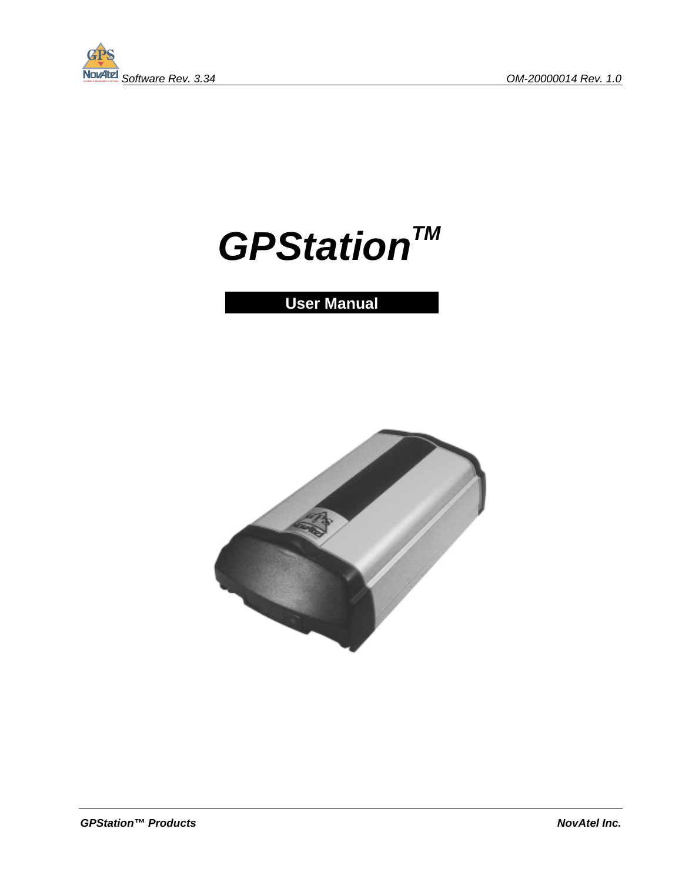Software Rev. 3.34

OM-20000014 Rev. 1.0

# GPStation™

## User Manual

GPStation™ Products

NovAtel Inc.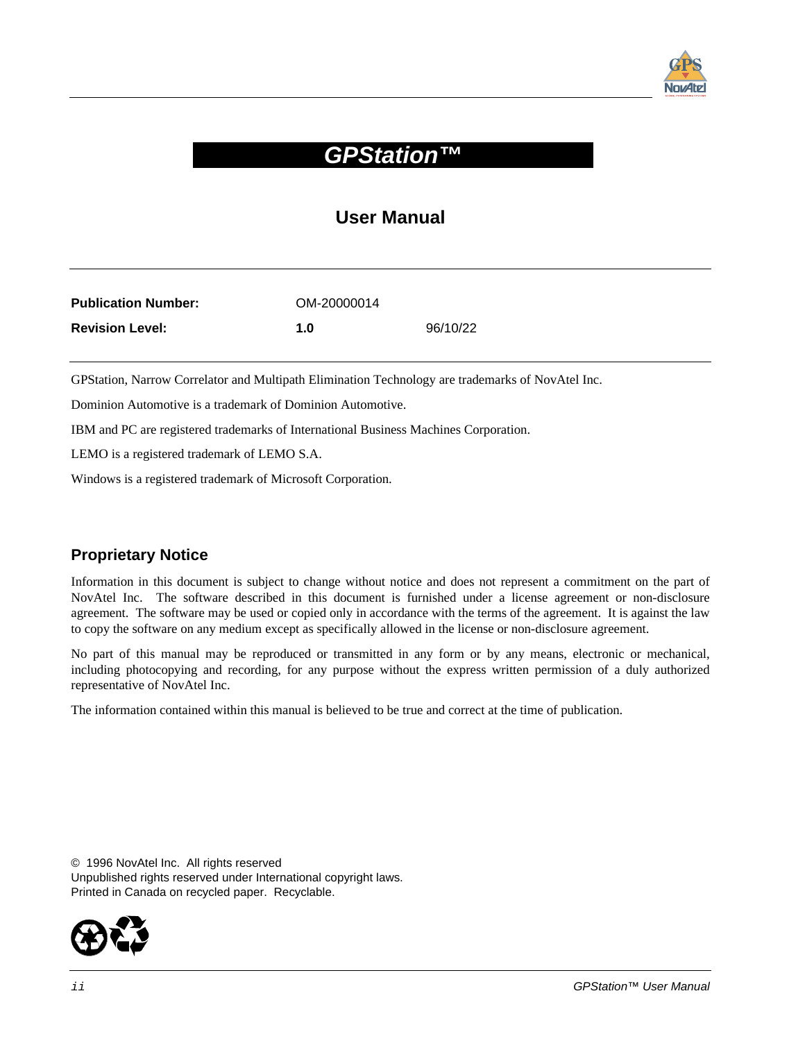# GPStation™

## User Manual

| | | |
|---|---|---|
| **Publication Number:** | OM-20000014 | |
| **Revision Level:** | **1.0** | 96/10/22 |

GPStation, Narrow Correlator and Multipath Elimination Technology are trademarks of NovAtel Inc.

Dominion Automotive is a trademark of Dominion Automotive.

IBM and PC are registered trademarks of International Business Machines Corporation.

LEMO is a registered trademark of LEMO S.A.

Windows is a registered trademark of Microsoft Corporation.

### Proprietary Notice

Information in this document is subject to change without notice and does not represent a commitment on the part of NovAtel Inc. The software described in this document is furnished under a license agreement or non-disclosure agreement. The software may be used or copied only in accordance with the terms of the agreement. It is against the law to copy the software on any medium except as specifically allowed in the license or non-disclosure agreement.

No part of this manual may be reproduced or transmitted in any form or by any means, electronic or mechanical, including photocopying and recording, for any purpose without the express written permission of a duly authorized representative of NovAtel Inc.

The information contained within this manual is believed to be true and correct at the time of publication.

© 1996 NovAtel Inc. All rights reserved
Unpublished rights reserved under International copyright laws.
Printed in Canada on recycled paper. Recyclable.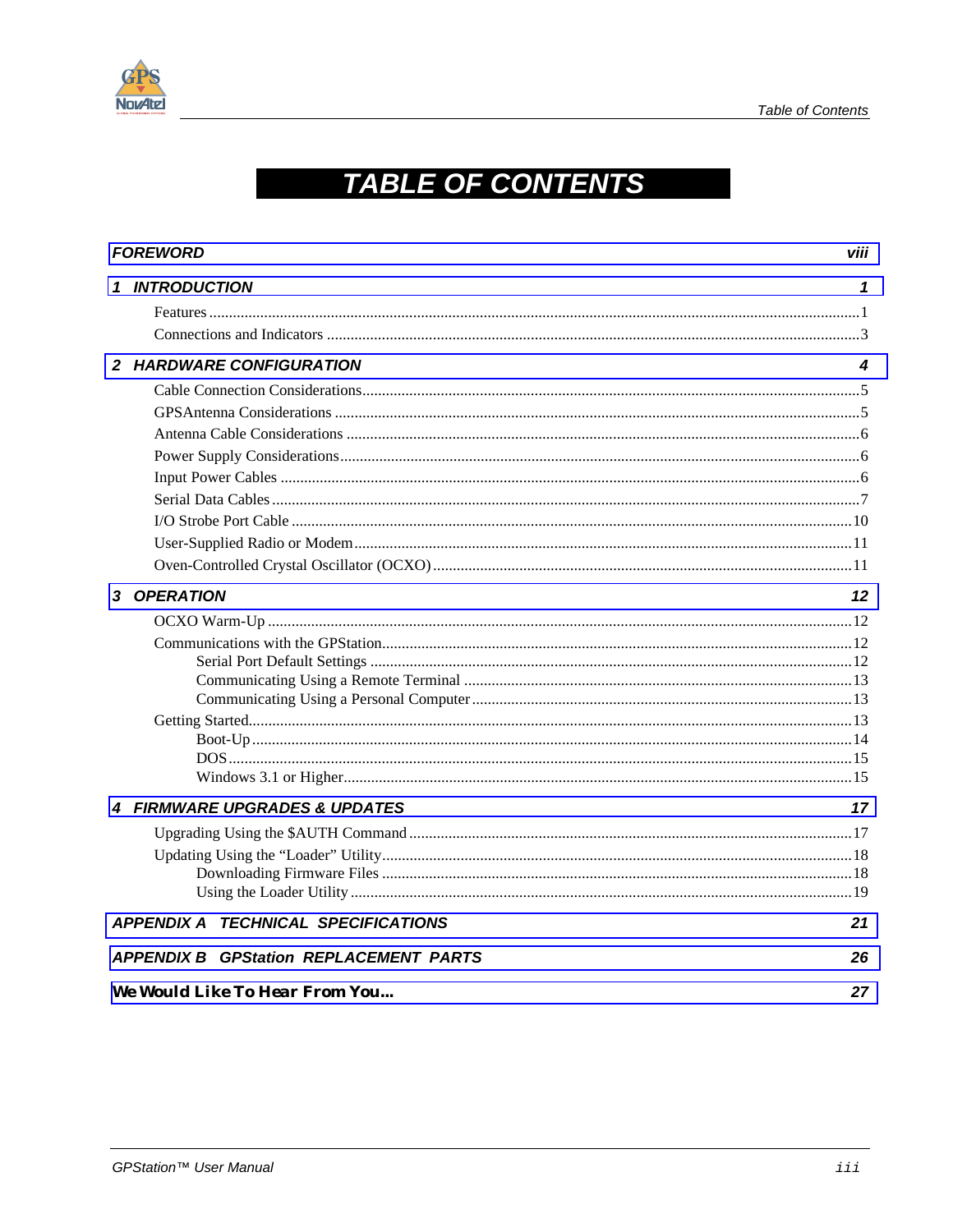# TABLE OF CONTENTS

**FOREWORD** viii

**1 INTRODUCTION** 1

- Features ... 1
- Connections and Indicators ... 3

**2 HARDWARE CONFIGURATION** 4

- Cable Connection Considerations ... 5
- GPSAntenna Considerations ... 5
- Antenna Cable Considerations ... 6
- Power Supply Considerations ... 6
- Input Power Cables ... 6
- Serial Data Cables ... 7
- I/O Strobe Port Cable ... 10
- User-Supplied Radio or Modem ... 11
- Oven-Controlled Crystal Oscillator (OCXO) ... 11

**3 OPERATION** 12

- OCXO Warm-Up ... 12
- Communications with the GPStation ... 12
  - Serial Port Default Settings ... 12
  - Communicating Using a Remote Terminal ... 13
  - Communicating Using a Personal Computer ... 13
- Getting Started ... 13
  - Boot-Up ... 14
  - DOS ... 15
  - Windows 3.1 or Higher ... 15

**4 FIRMWARE UPGRADES & UPDATES** 17

- Upgrading Using the $AUTH Command ... 17
- Updating Using the “Loader” Utility ... 18
  - Downloading Firmware Files ... 18
  - Using the Loader Utility ... 19

**APPENDIX A TECHNICAL SPECIFICATIONS** 21

**APPENDIX B GPStation REPLACEMENT PARTS** 26

**We Would Like To Hear From You...** 27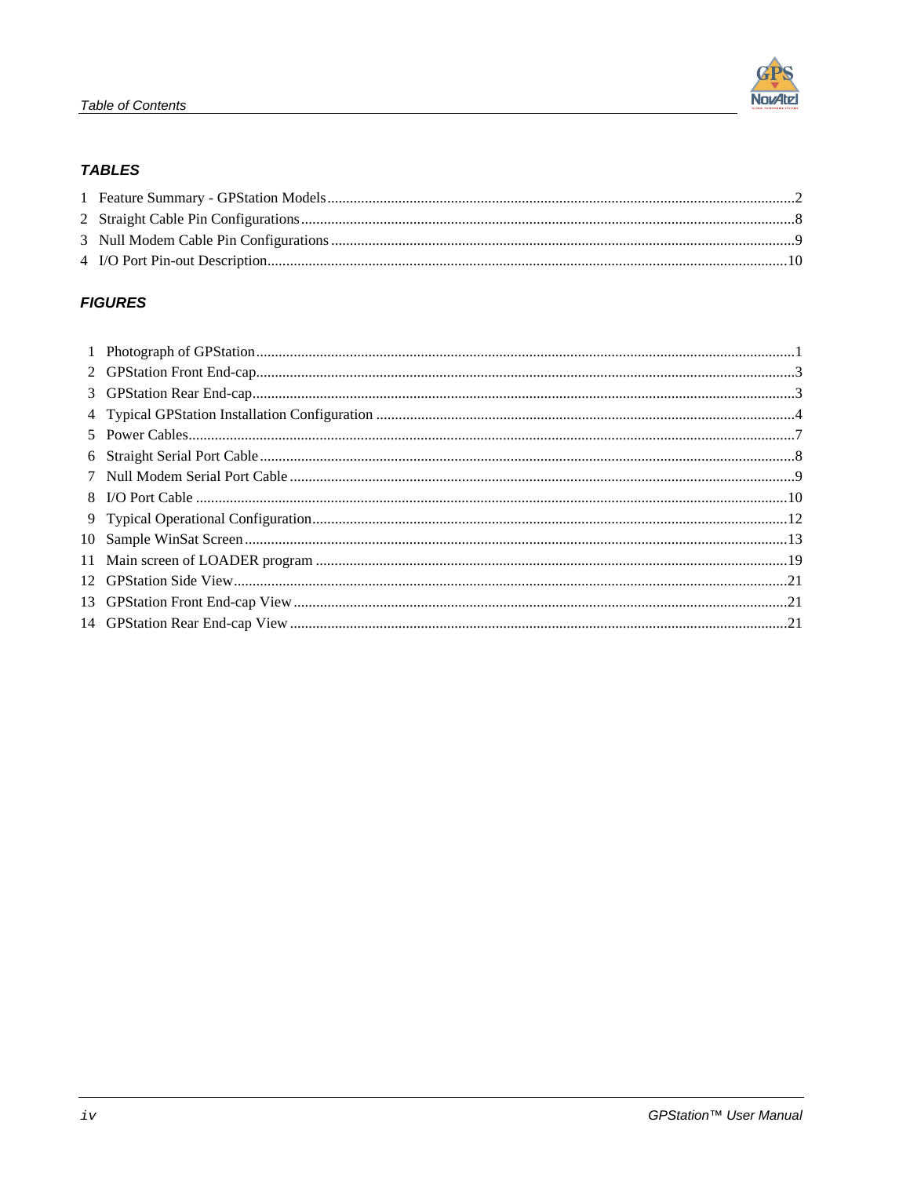## TABLES

1 Feature Summary - GPStation Models ........................................................................ 2
2 Straight Cable Pin Configurations ............................................................................. 8
3 Null Modem Cable Pin Configurations ...................................................................... 9
4 I/O Port Pin-out Description ..................................................................................... 10

## FIGURES

1 Photograph of GPStation ............................................................................................ 1
2 GPStation Front End-cap ............................................................................................ 3
3 GPStation Rear End-cap ............................................................................................. 3
4 Typical GPStation Installation Configuration ............................................................. 4
5 Power Cables ............................................................................................................... 7
6 Straight Serial Port Cable ............................................................................................ 8
7 Null Modem Serial Port Cable ..................................................................................... 9
8 I/O Port Cable ............................................................................................................ 10
9 Typical Operational Configuration ............................................................................. 12
10 Sample WinSat Screen .............................................................................................. 13
11 Main screen of LOADER program ............................................................................ 19
12 GPStation Side View ................................................................................................. 21
13 GPStation Front End-cap View ................................................................................. 21
14 GPStation Rear End-cap View .................................................................................. 21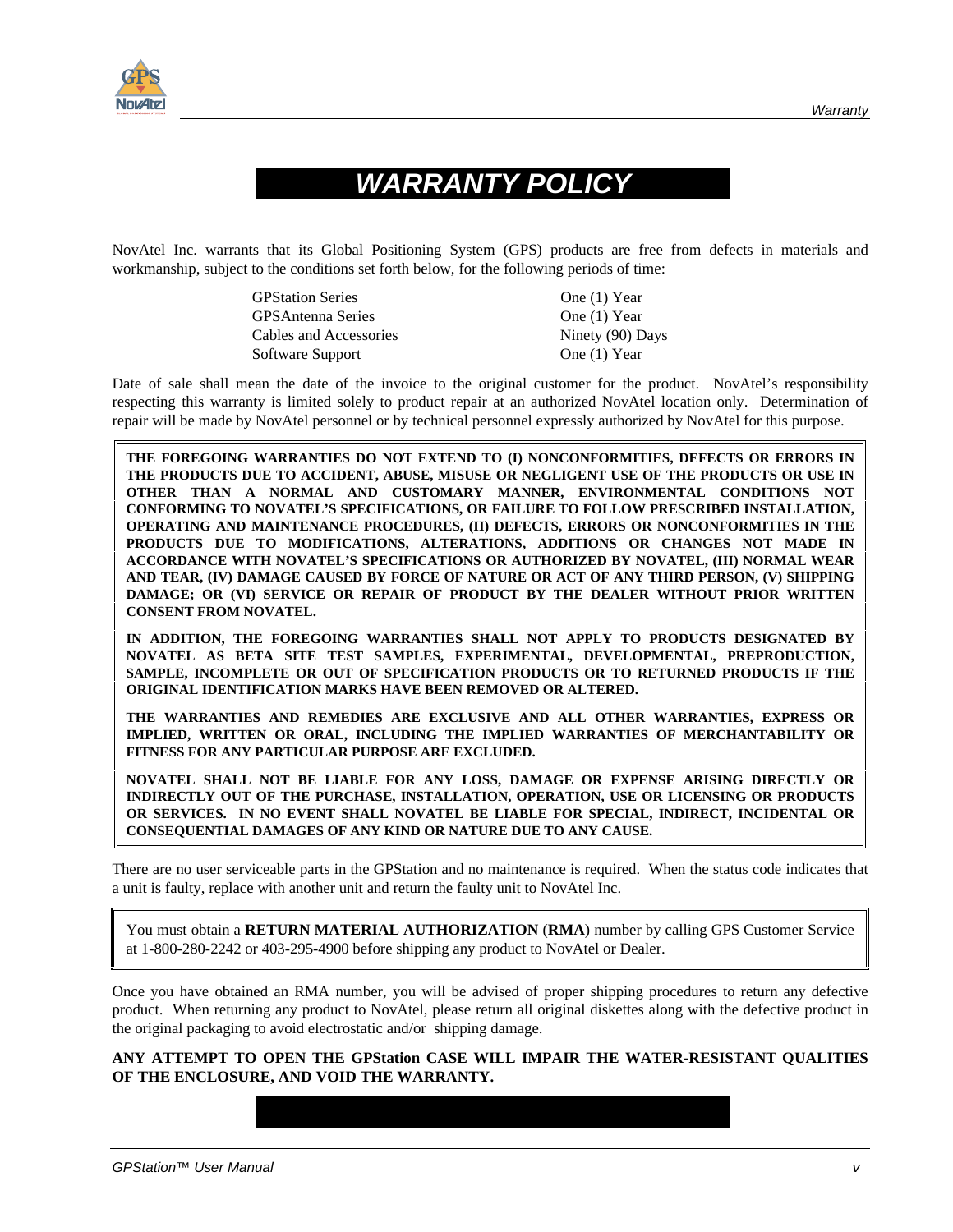# *WARRANTY POLICY*

NovAtel Inc. warrants that its Global Positioning System (GPS) products are free from defects in materials and workmanship, subject to the conditions set forth below, for the following periods of time:

| | |
|---|---|
| GPStation Series | One (1) Year |
| GPSAntenna Series | One (1) Year |
| Cables and Accessories | Ninety (90) Days |
| Software Support | One (1) Year |

Date of sale shall mean the date of the invoice to the original customer for the product. NovAtel's responsibility respecting this warranty is limited solely to product repair at an authorized NovAtel location only. Determination of repair will be made by NovAtel personnel or by technical personnel expressly authorized by NovAtel for this purpose.

**THE FOREGOING WARRANTIES DO NOT EXTEND TO (I) NONCONFORMITIES, DEFECTS OR ERRORS IN THE PRODUCTS DUE TO ACCIDENT, ABUSE, MISUSE OR NEGLIGENT USE OF THE PRODUCTS OR USE IN OTHER THAN A NORMAL AND CUSTOMARY MANNER, ENVIRONMENTAL CONDITIONS NOT CONFORMING TO NOVATEL'S SPECIFICATIONS, OR FAILURE TO FOLLOW PRESCRIBED INSTALLATION, OPERATING AND MAINTENANCE PROCEDURES, (II) DEFECTS, ERRORS OR NONCONFORMITIES IN THE PRODUCTS DUE TO MODIFICATIONS, ALTERATIONS, ADDITIONS OR CHANGES NOT MADE IN ACCORDANCE WITH NOVATEL'S SPECIFICATIONS OR AUTHORIZED BY NOVATEL, (III) NORMAL WEAR AND TEAR, (IV) DAMAGE CAUSED BY FORCE OF NATURE OR ACT OF ANY THIRD PERSON, (V) SHIPPING DAMAGE; OR (VI) SERVICE OR REPAIR OF PRODUCT BY THE DEALER WITHOUT PRIOR WRITTEN CONSENT FROM NOVATEL.**

**IN ADDITION, THE FOREGOING WARRANTIES SHALL NOT APPLY TO PRODUCTS DESIGNATED BY NOVATEL AS BETA SITE TEST SAMPLES, EXPERIMENTAL, DEVELOPMENTAL, PREPRODUCTION, SAMPLE, INCOMPLETE OR OUT OF SPECIFICATION PRODUCTS OR TO RETURNED PRODUCTS IF THE ORIGINAL IDENTIFICATION MARKS HAVE BEEN REMOVED OR ALTERED.**

**THE WARRANTIES AND REMEDIES ARE EXCLUSIVE AND ALL OTHER WARRANTIES, EXPRESS OR IMPLIED, WRITTEN OR ORAL, INCLUDING THE IMPLIED WARRANTIES OF MERCHANTABILITY OR FITNESS FOR ANY PARTICULAR PURPOSE ARE EXCLUDED.**

**NOVATEL SHALL NOT BE LIABLE FOR ANY LOSS, DAMAGE OR EXPENSE ARISING DIRECTLY OR INDIRECTLY OUT OF THE PURCHASE, INSTALLATION, OPERATION, USE OR LICENSING OR PRODUCTS OR SERVICES. IN NO EVENT SHALL NOVATEL BE LIABLE FOR SPECIAL, INDIRECT, INCIDENTAL OR CONSEQUENTIAL DAMAGES OF ANY KIND OR NATURE DUE TO ANY CAUSE.**

There are no user serviceable parts in the GPStation and no maintenance is required. When the status code indicates that a unit is faulty, replace with another unit and return the faulty unit to NovAtel Inc.

You must obtain a **RETURN MATERIAL AUTHORIZATION** (**RMA**) number by calling GPS Customer Service at 1-800-280-2242 or 403-295-4900 before shipping any product to NovAtel or Dealer.

Once you have obtained an RMA number, you will be advised of proper shipping procedures to return any defective product. When returning any product to NovAtel, please return all original diskettes along with the defective product in the original packaging to avoid electrostatic and/or shipping damage.

**ANY ATTEMPT TO OPEN THE GPStation CASE WILL IMPAIR THE WATER-RESISTANT QUALITIES OF THE ENCLOSURE, AND VOID THE WARRANTY.**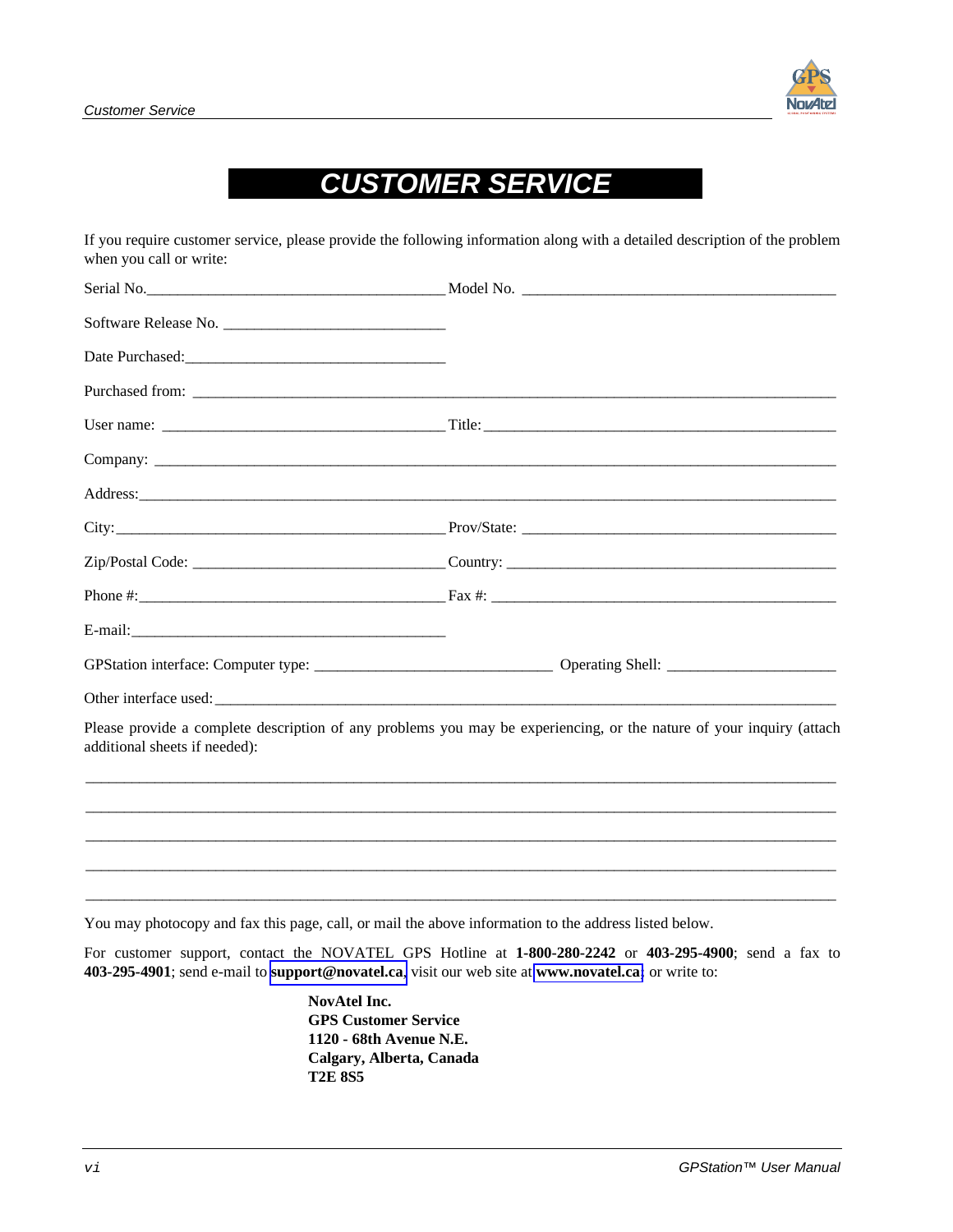# CUSTOMER SERVICE

If you require customer service, please provide the following information along with a detailed description of the problem when you call or write:

Serial No.______________________________________ Model No. ________________________________________

Software Release No. ____________________________

Date Purchased:_________________________________

Purchased from: __________________________________________________________________________________

User name: ___________________________________ Title:_______________________________________________

Company: ________________________________________________________________________________________

Address:_________________________________________________________________________________________

City:____________________________________________ Prov/State: _______________________________________

Zip/Postal Code: _________________________________ Country: ___________________________________________

Phone #:_______________________________________ Fax #: ______________________________________________

E-mail:_________________________________________

GPStation interface: Computer type: ______________________________ Operating Shell: _____________________

Other interface used: _______________________________________________________________________________

Please provide a complete description of any problems you may be experiencing, or the nature of your inquiry (attach additional sheets if needed):

_____________________________________________________________________________________________________

_____________________________________________________________________________________________________

_____________________________________________________________________________________________________

_____________________________________________________________________________________________________

_____________________________________________________________________________________________________

You may photocopy and fax this page, call, or mail the above information to the address listed below.

For customer support, contact the NOVATEL GPS Hotline at **1-800-280-2242** or **403-295-4900**; send a fax to **403-295-4901**; send e-mail to **support@novatel.ca**, visit our web site at **www.novatel.ca**, or write to:

**NovAtel Inc.**
**GPS Customer Service**
**1120 - 68th Avenue N.E.**
**Calgary, Alberta, Canada**
**T2E 8S5**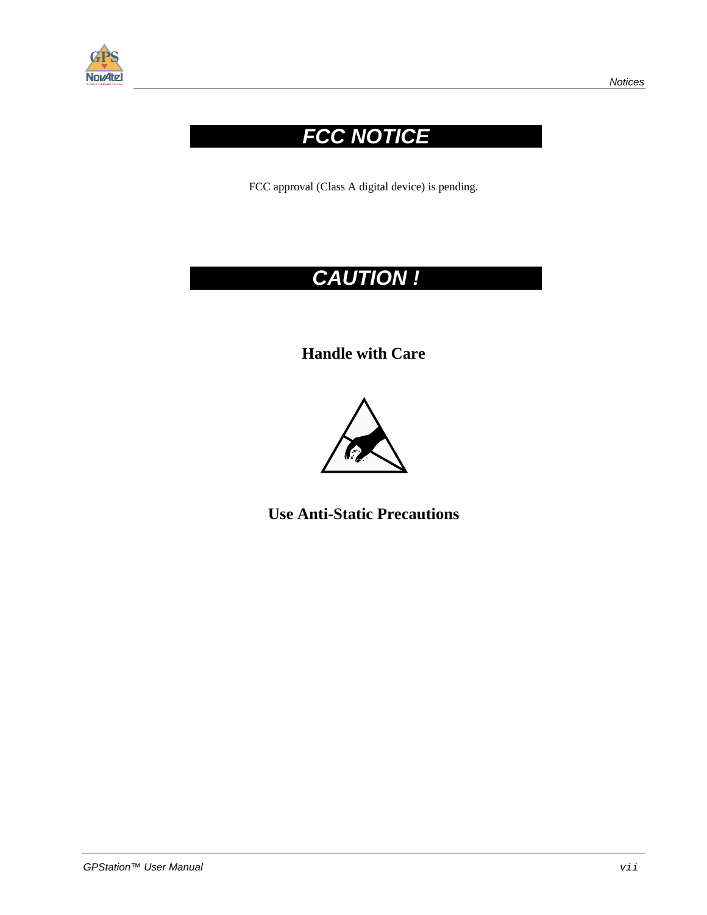# FCC NOTICE

FCC approval (Class A digital device) is pending.

# CAUTION !

**Handle with Care**

**Use Anti-Static Precautions**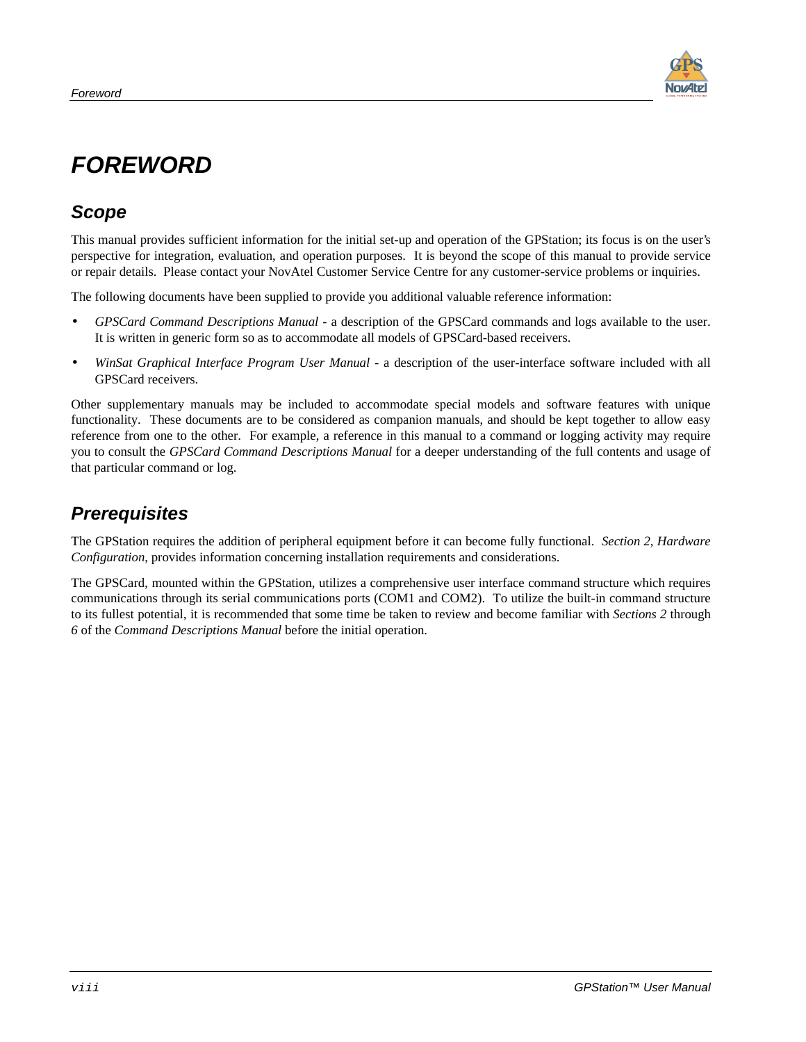# FOREWORD

## Scope

This manual provides sufficient information for the initial set-up and operation of the GPStation; its focus is on the user's perspective for integration, evaluation, and operation purposes. It is beyond the scope of this manual to provide service or repair details. Please contact your NovAtel Customer Service Centre for any customer-service problems or inquiries.

The following documents have been supplied to provide you additional valuable reference information:

- *GPSCard Command Descriptions Manual* - a description of the GPSCard commands and logs available to the user. It is written in generic form so as to accommodate all models of GPSCard-based receivers.
- *WinSat Graphical Interface Program User Manual* - a description of the user-interface software included with all GPSCard receivers.

Other supplementary manuals may be included to accommodate special models and software features with unique functionality. These documents are to be considered as companion manuals, and should be kept together to allow easy reference from one to the other. For example, a reference in this manual to a command or logging activity may require you to consult the *GPSCard Command Descriptions Manual* for a deeper understanding of the full contents and usage of that particular command or log.

## Prerequisites

The GPStation requires the addition of peripheral equipment before it can become fully functional. *Section 2, Hardware Configuration,* provides information concerning installation requirements and considerations.

The GPSCard, mounted within the GPStation, utilizes a comprehensive user interface command structure which requires communications through its serial communications ports (COM1 and COM2). To utilize the built-in command structure to its fullest potential, it is recommended that some time be taken to review and become familiar with *Sections 2* through *6* of the *Command Descriptions Manual* before the initial operation.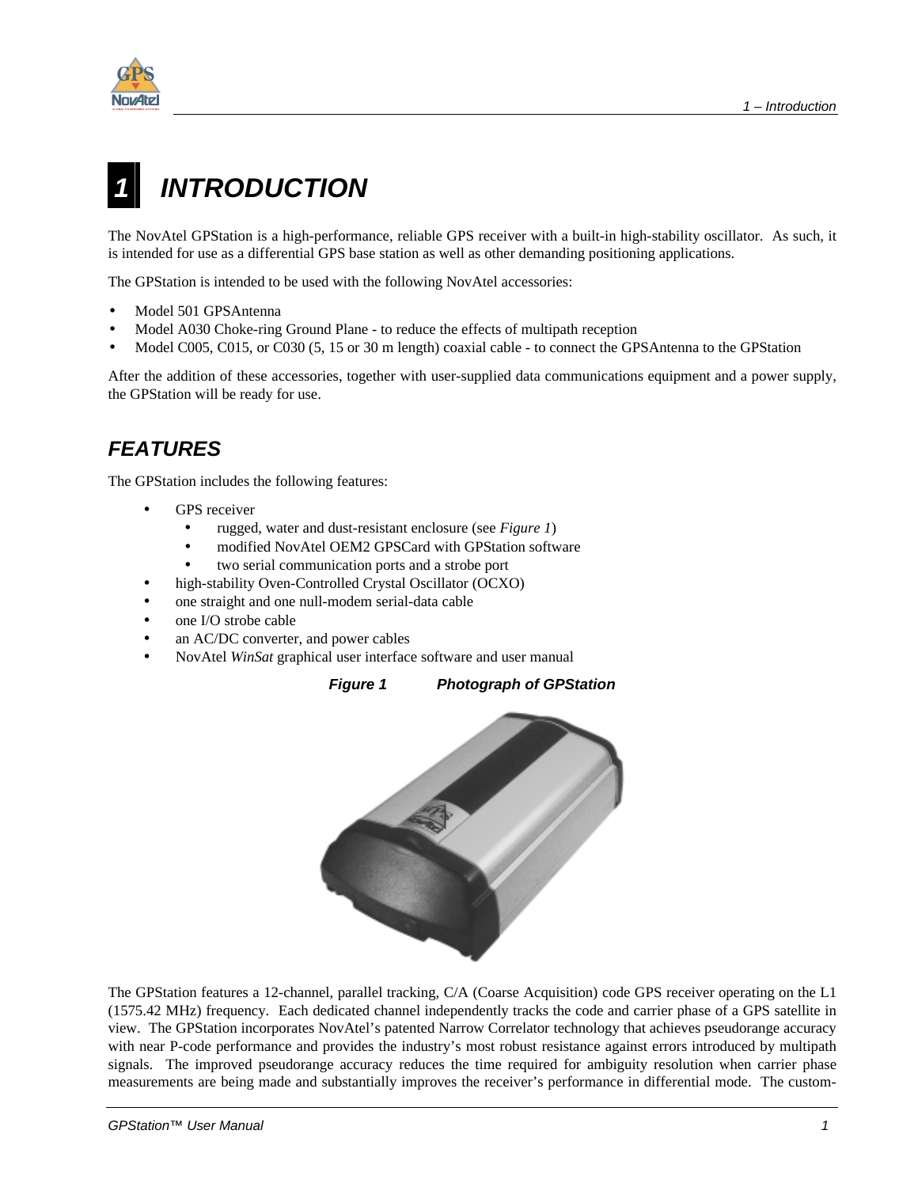# 1 INTRODUCTION

The NovAtel GPStation is a high-performance, reliable GPS receiver with a built-in high-stability oscillator. As such, it is intended for use as a differential GPS base station as well as other demanding positioning applications.

The GPStation is intended to be used with the following NovAtel accessories:

- Model 501 GPSAntenna
- Model A030 Choke-ring Ground Plane - to reduce the effects of multipath reception
- Model C005, C015, or C030 (5, 15 or 30 m length) coaxial cable - to connect the GPSAntenna to the GPStation

After the addition of these accessories, together with user-supplied data communications equipment and a power supply, the GPStation will be ready for use.

## FEATURES

The GPStation includes the following features:

- GPS receiver
  - rugged, water and dust-resistant enclosure (see *Figure 1*)
  - modified NovAtel OEM2 GPSCard with GPStation software
  - two serial communication ports and a strobe port
- high-stability Oven-Controlled Crystal Oscillator (OCXO)
- one straight and one null-modem serial-data cable
- one I/O strobe cable
- an AC/DC converter, and power cables
- NovAtel *WinSat* graphical user interface software and user manual

***Figure 1 Photograph of GPStation***

The GPStation features a 12-channel, parallel tracking, C/A (Coarse Acquisition) code GPS receiver operating on the L1 (1575.42 MHz) frequency. Each dedicated channel independently tracks the code and carrier phase of a GPS satellite in view. The GPStation incorporates NovAtel's patented Narrow Correlator technology that achieves pseudorange accuracy with near P-code performance and provides the industry's most robust resistance against errors introduced by multipath signals. The improved pseudorange accuracy reduces the time required for ambiguity resolution when carrier phase measurements are being made and substantially improves the receiver's performance in differential mode. The custom-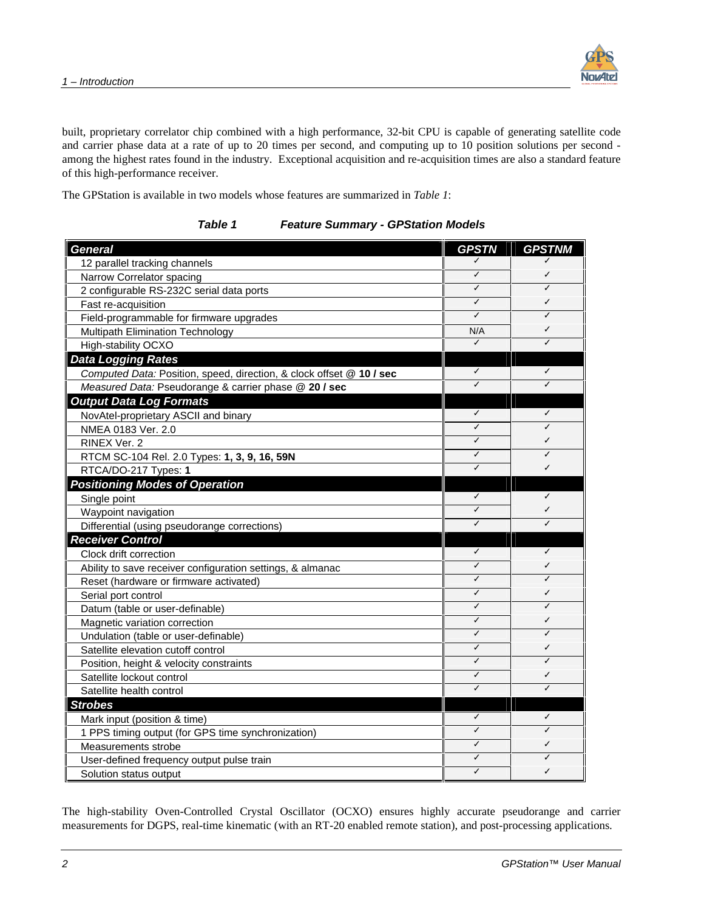built, proprietary correlator chip combined with a high performance, 32-bit CPU is capable of generating satellite code and carrier phase data at a rate of up to 20 times per second, and computing up to 10 position solutions per second - among the highest rates found in the industry. Exceptional acquisition and re-acquisition times are also a standard feature of this high-performance receiver.

The GPStation is available in two models whose features are summarized in *Table 1*:

***Table 1 Feature Summary - GPStation Models***

| ***General*** | ***GPSTN*** | ***GPSTNM*** |
|---|---|---|
| 12 parallel tracking channels | ✓ | ✓ |
| Narrow Correlator spacing | ✓ | ✓ |
| 2 configurable RS-232C serial data ports | ✓ | ✓ |
| Fast re-acquisition | ✓ | ✓ |
| Field-programmable for firmware upgrades | ✓ | ✓ |
| Multipath Elimination Technology | N/A | ✓ |
| High-stability OCXO | ✓ | ✓ |
| ***Data Logging Rates*** | | |
| *Computed Data:* Position, speed, direction, & clock offset @ **10 / sec** | ✓ | ✓ |
| *Measured Data:* Pseudorange & carrier phase @ **20 / sec** | ✓ | ✓ |
| ***Output Data Log Formats*** | | |
| NovAtel-proprietary ASCII and binary | ✓ | ✓ |
| NMEA 0183 Ver. 2.0 | ✓ | ✓ |
| RINEX Ver. 2 | ✓ | ✓ |
| RTCM SC-104 Rel. 2.0 Types: **1, 3, 9, 16, 59N** | ✓ | ✓ |
| RTCA/DO-217 Types: **1** | ✓ | ✓ |
| ***Positioning Modes of Operation*** | | |
| Single point | ✓ | ✓ |
| Waypoint navigation | ✓ | ✓ |
| Differential (using pseudorange corrections) | ✓ | ✓ |
| ***Receiver Control*** | | |
| Clock drift correction | ✓ | ✓ |
| Ability to save receiver configuration settings, & almanac | ✓ | ✓ |
| Reset (hardware or firmware activated) | ✓ | ✓ |
| Serial port control | ✓ | ✓ |
| Datum (table or user-definable) | ✓ | ✓ |
| Magnetic variation correction | ✓ | ✓ |
| Undulation (table or user-definable) | ✓ | ✓ |
| Satellite elevation cutoff control | ✓ | ✓ |
| Position, height & velocity constraints | ✓ | ✓ |
| Satellite lockout control | ✓ | ✓ |
| Satellite health control | ✓ | ✓ |
| ***Strobes*** | | |
| Mark input (position & time) | ✓ | ✓ |
| 1 PPS timing output (for GPS time synchronization) | ✓ | ✓ |
| Measurements strobe | ✓ | ✓ |
| User-defined frequency output pulse train | ✓ | ✓ |
| Solution status output | ✓ | ✓ |

The high-stability Oven-Controlled Crystal Oscillator (OCXO) ensures highly accurate pseudorange and carrier measurements for DGPS, real-time kinematic (with an RT-20 enabled remote station), and post-processing applications.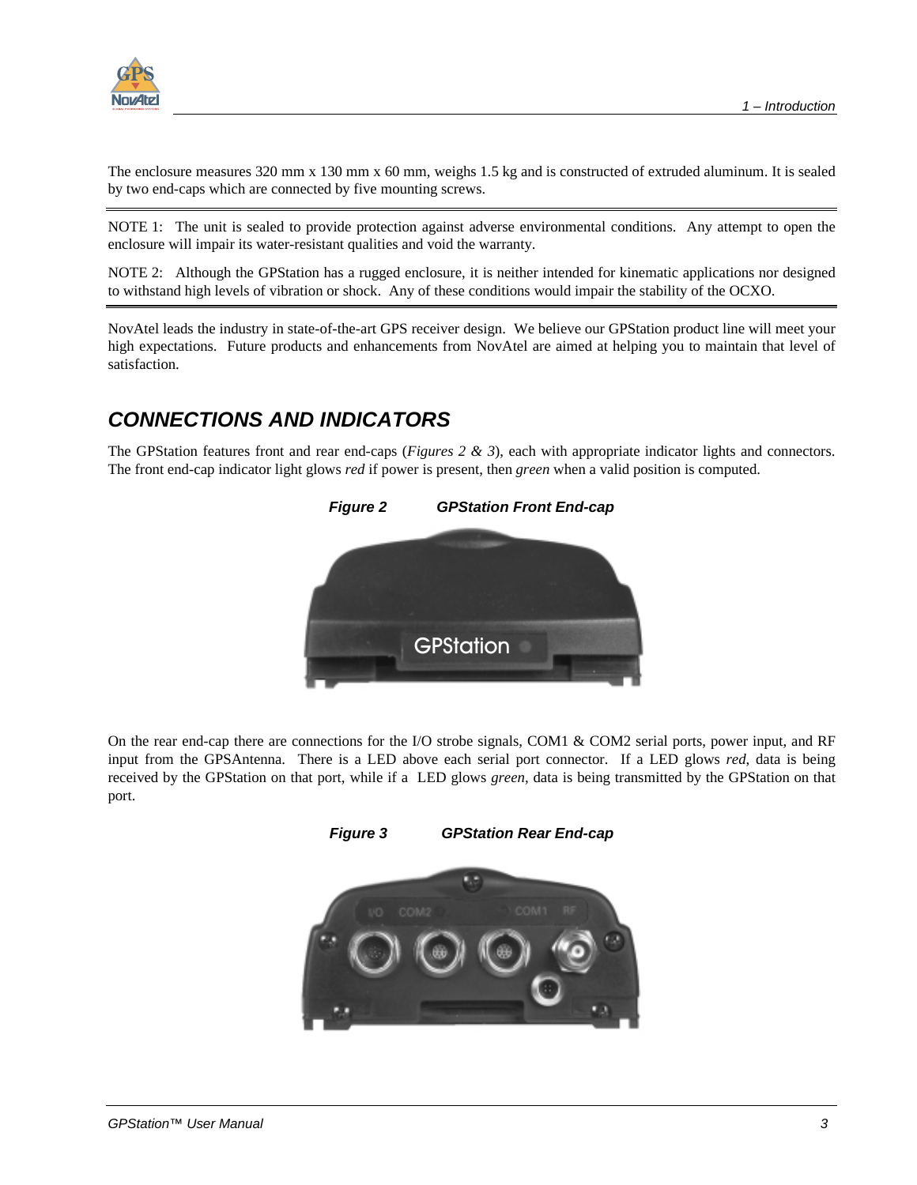The enclosure measures 320 mm x 130 mm x 60 mm, weighs 1.5 kg and is constructed of extruded aluminum. It is sealed by two end-caps which are connected by five mounting screws.

---

NOTE 1: The unit is sealed to provide protection against adverse environmental conditions. Any attempt to open the enclosure will impair its water-resistant qualities and void the warranty.

NOTE 2: Although the GPStation has a rugged enclosure, it is neither intended for kinematic applications nor designed to withstand high levels of vibration or shock. Any of these conditions would impair the stability of the OCXO.

---

NovAtel leads the industry in state-of-the-art GPS receiver design. We believe our GPStation product line will meet your high expectations. Future products and enhancements from NovAtel are aimed at helping you to maintain that level of satisfaction.

## *CONNECTIONS AND INDICATORS*

The GPStation features front and rear end-caps (*Figures 2 & 3*), each with appropriate indicator lights and connectors. The front end-cap indicator light glows *red* if power is present, then *green* when a valid position is computed.

***Figure 2 GPStation Front End-cap***

On the rear end-cap there are connections for the I/O strobe signals, COM1 & COM2 serial ports, power input, and RF input from the GPSAntenna. There is a LED above each serial port connector. If a LED glows *red*, data is being received by the GPStation on that port, while if a LED glows *green*, data is being transmitted by the GPStation on that port.

***Figure 3 GPStation Rear End-cap***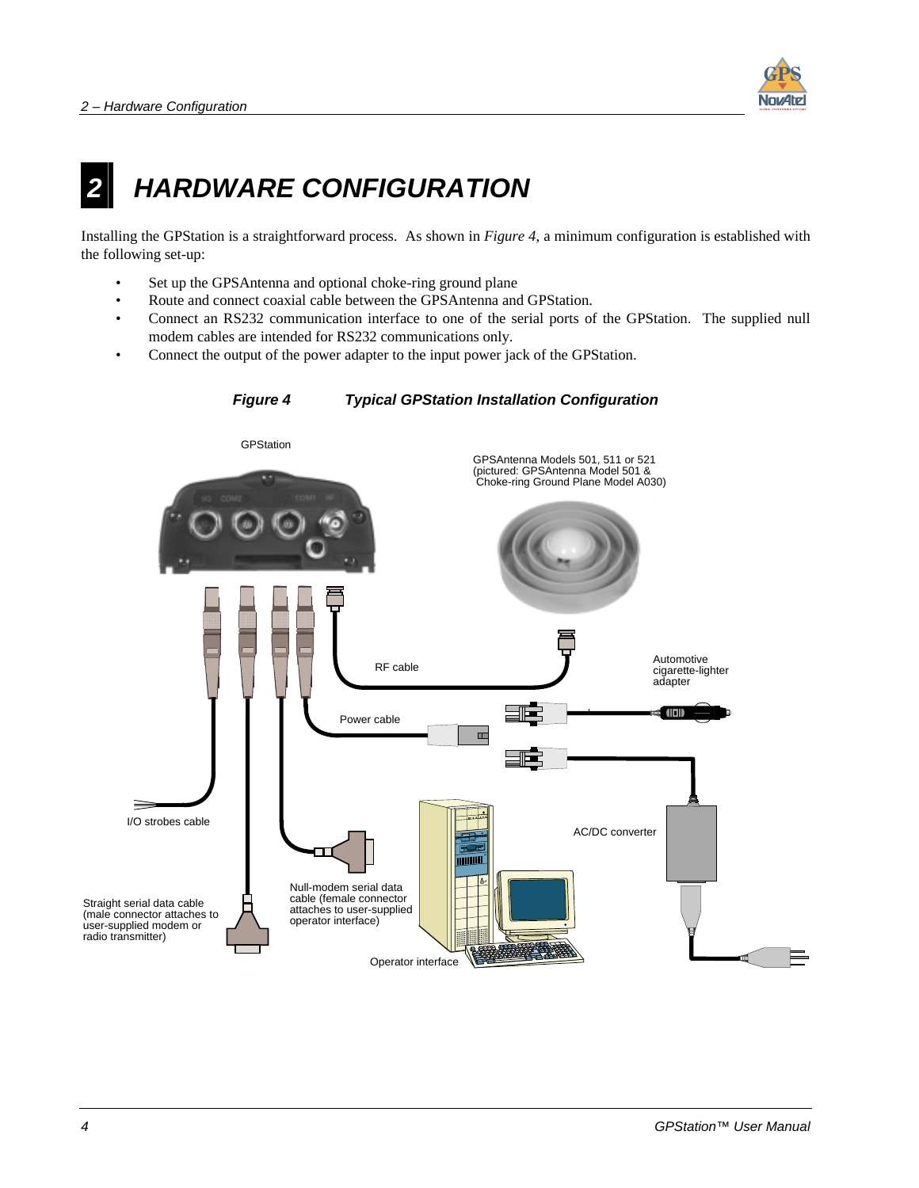# 2 HARDWARE CONFIGURATION

Installing the GPStation is a straightforward process. As shown in *Figure 4*, a minimum configuration is established with the following set-up:

- Set up the GPSAntenna and optional choke-ring ground plane
- Route and connect coaxial cable between the GPSAntenna and GPStation.
- Connect an RS232 communication interface to one of the serial ports of the GPStation. The supplied null modem cables are intended for RS232 communications only.
- Connect the output of the power adapter to the input power jack of the GPStation.

***Figure 4 Typical GPStation Installation Configuration***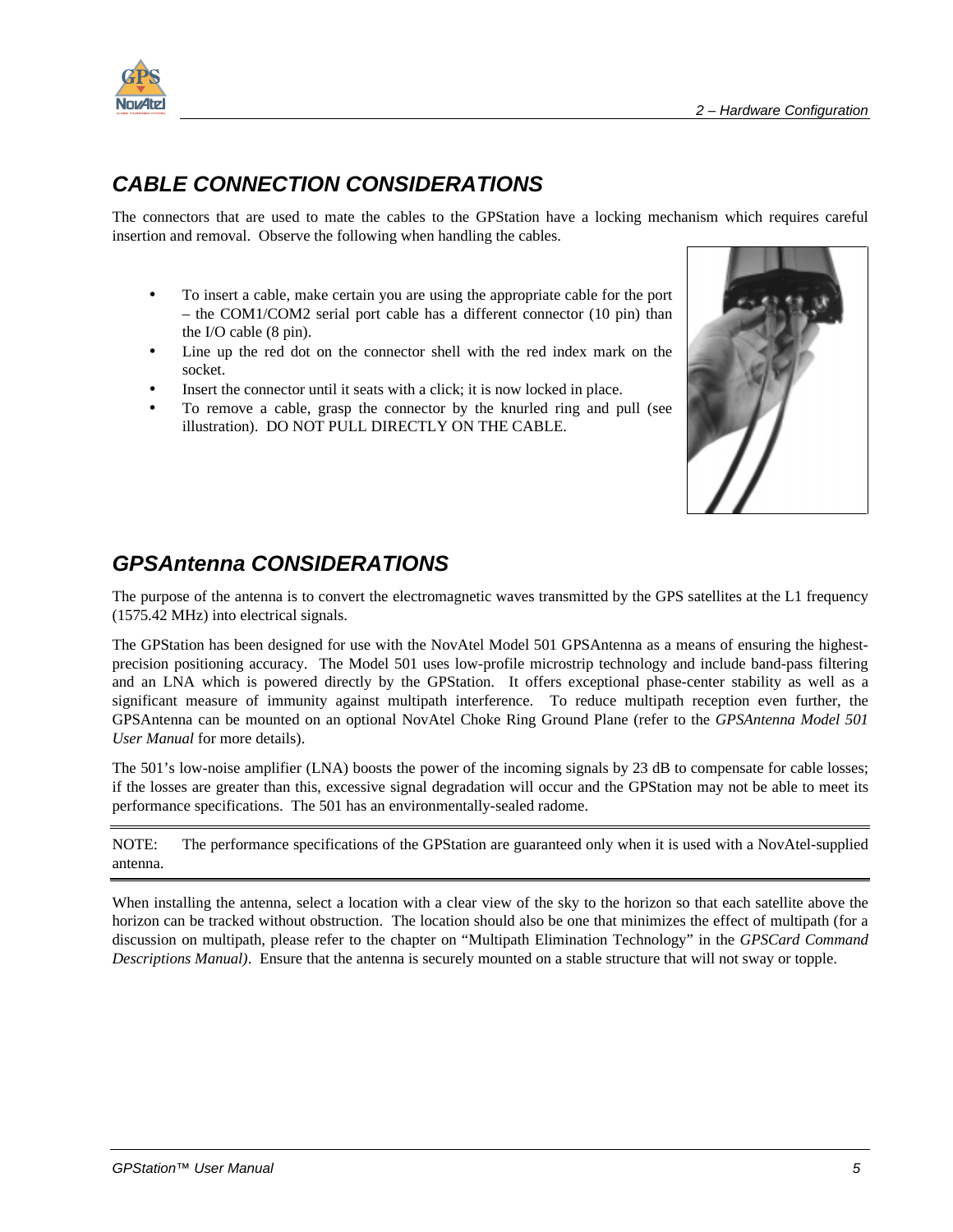## CABLE CONNECTION CONSIDERATIONS

The connectors that are used to mate the cables to the GPStation have a locking mechanism which requires careful insertion and removal. Observe the following when handling the cables.

- To insert a cable, make certain you are using the appropriate cable for the port – the COM1/COM2 serial port cable has a different connector (10 pin) than the I/O cable (8 pin).
- Line up the red dot on the connector shell with the red index mark on the socket.
- Insert the connector until it seats with a click; it is now locked in place.
- To remove a cable, grasp the connector by the knurled ring and pull (see illustration). DO NOT PULL DIRECTLY ON THE CABLE.

## GPSAntenna CONSIDERATIONS

The purpose of the antenna is to convert the electromagnetic waves transmitted by the GPS satellites at the L1 frequency (1575.42 MHz) into electrical signals.

The GPStation has been designed for use with the NovAtel Model 501 GPSAntenna as a means of ensuring the highest-precision positioning accuracy. The Model 501 uses low-profile microstrip technology and include band-pass filtering and an LNA which is powered directly by the GPStation. It offers exceptional phase-center stability as well as a significant measure of immunity against multipath interference. To reduce multipath reception even further, the GPSAntenna can be mounted on an optional NovAtel Choke Ring Ground Plane (refer to the *GPSAntenna Model 501 User Manual* for more details).

The 501's low-noise amplifier (LNA) boosts the power of the incoming signals by 23 dB to compensate for cable losses; if the losses are greater than this, excessive signal degradation will occur and the GPStation may not be able to meet its performance specifications. The 501 has an environmentally-sealed radome.

---

NOTE: The performance specifications of the GPStation are guaranteed only when it is used with a NovAtel-supplied antenna.

---

When installing the antenna, select a location with a clear view of the sky to the horizon so that each satellite above the horizon can be tracked without obstruction. The location should also be one that minimizes the effect of multipath (for a discussion on multipath, please refer to the chapter on "Multipath Elimination Technology" in the *GPSCard Command Descriptions Manual)*. Ensure that the antenna is securely mounted on a stable structure that will not sway or topple.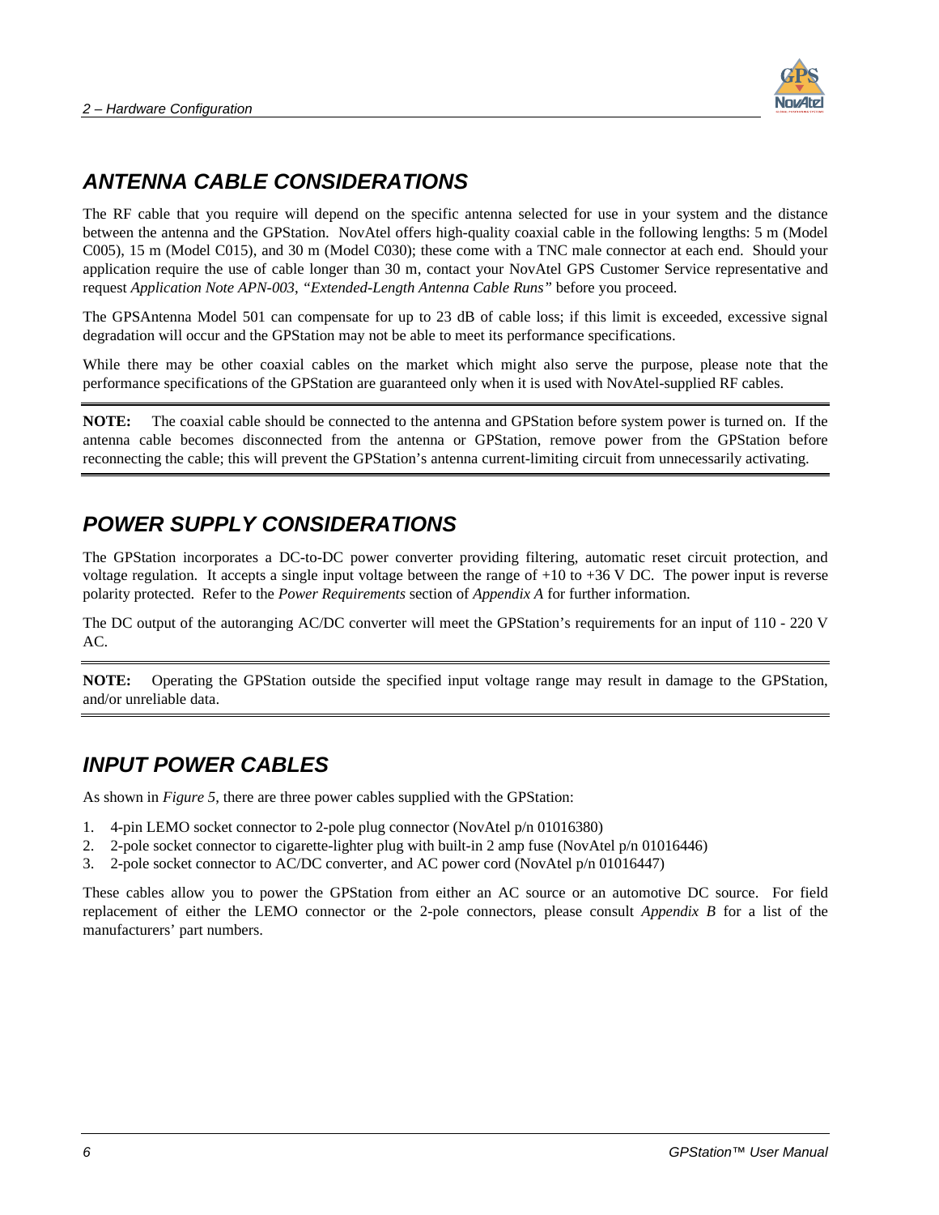## ANTENNA CABLE CONSIDERATIONS

The RF cable that you require will depend on the specific antenna selected for use in your system and the distance between the antenna and the GPStation. NovAtel offers high-quality coaxial cable in the following lengths: 5 m (Model C005), 15 m (Model C015), and 30 m (Model C030); these come with a TNC male connector at each end. Should your application require the use of cable longer than 30 m, contact your NovAtel GPS Customer Service representative and request *Application Note APN-003, "Extended-Length Antenna Cable Runs"* before you proceed.

The GPSAntenna Model 501 can compensate for up to 23 dB of cable loss; if this limit is exceeded, excessive signal degradation will occur and the GPStation may not be able to meet its performance specifications.

While there may be other coaxial cables on the market which might also serve the purpose, please note that the performance specifications of the GPStation are guaranteed only when it is used with NovAtel-supplied RF cables.

---

**NOTE:** The coaxial cable should be connected to the antenna and GPStation before system power is turned on. If the antenna cable becomes disconnected from the antenna or GPStation, remove power from the GPStation before reconnecting the cable; this will prevent the GPStation's antenna current-limiting circuit from unnecessarily activating.

---

## POWER SUPPLY CONSIDERATIONS

The GPStation incorporates a DC-to-DC power converter providing filtering, automatic reset circuit protection, and voltage regulation. It accepts a single input voltage between the range of +10 to +36 V DC. The power input is reverse polarity protected. Refer to the *Power Requirements* section of *Appendix A* for further information.

The DC output of the autoranging AC/DC converter will meet the GPStation's requirements for an input of 110 - 220 V AC.

---

**NOTE:** Operating the GPStation outside the specified input voltage range may result in damage to the GPStation, and/or unreliable data.

---

## INPUT POWER CABLES

As shown in *Figure 5*, there are three power cables supplied with the GPStation:

1. 4-pin LEMO socket connector to 2-pole plug connector (NovAtel p/n 01016380)
2. 2-pole socket connector to cigarette-lighter plug with built-in 2 amp fuse (NovAtel p/n 01016446)
3. 2-pole socket connector to AC/DC converter, and AC power cord (NovAtel p/n 01016447)

These cables allow you to power the GPStation from either an AC source or an automotive DC source. For field replacement of either the LEMO connector or the 2-pole connectors, please consult *Appendix B* for a list of the manufacturers' part numbers.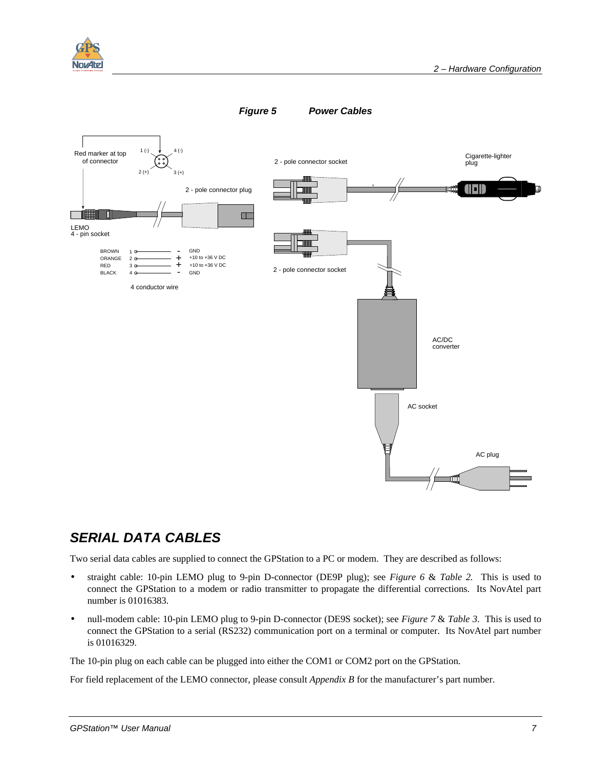**Figure 5 Power Cables**

Red marker at top of connector

1 (-) 4 (-) 2 (+) 3 (+)

2 - pole connector plug

LEMO
4 - pin socket

| | | | |
|---|---|---|---|
| BROWN | 1 | - | GND |
| ORANGE | 2 | + | +10 to +36 V DC |
| RED | 3 | + | +10 to +36 V DC |
| BLACK | 4 | - | GND |

4 conductor wire

2 - pole connector socket

Cigarette-lighter plug

2 - pole connector socket

AC/DC converter

AC socket

AC plug

## SERIAL DATA CABLES

Two serial data cables are supplied to connect the GPStation to a PC or modem. They are described as follows:

- straight cable: 10-pin LEMO plug to 9-pin D-connector (DE9P plug); see *Figure 6* & *Table 2.* This is used to connect the GPStation to a modem or radio transmitter to propagate the differential corrections. Its NovAtel part number is 01016383.
- null-modem cable: 10-pin LEMO plug to 9-pin D-connector (DE9S socket); see *Figure 7* & *Table 3*. This is used to connect the GPStation to a serial (RS232) communication port on a terminal or computer. Its NovAtel part number is 01016329.

The 10-pin plug on each cable can be plugged into either the COM1 or COM2 port on the GPStation.

For field replacement of the LEMO connector, please consult *Appendix B* for the manufacturer's part number.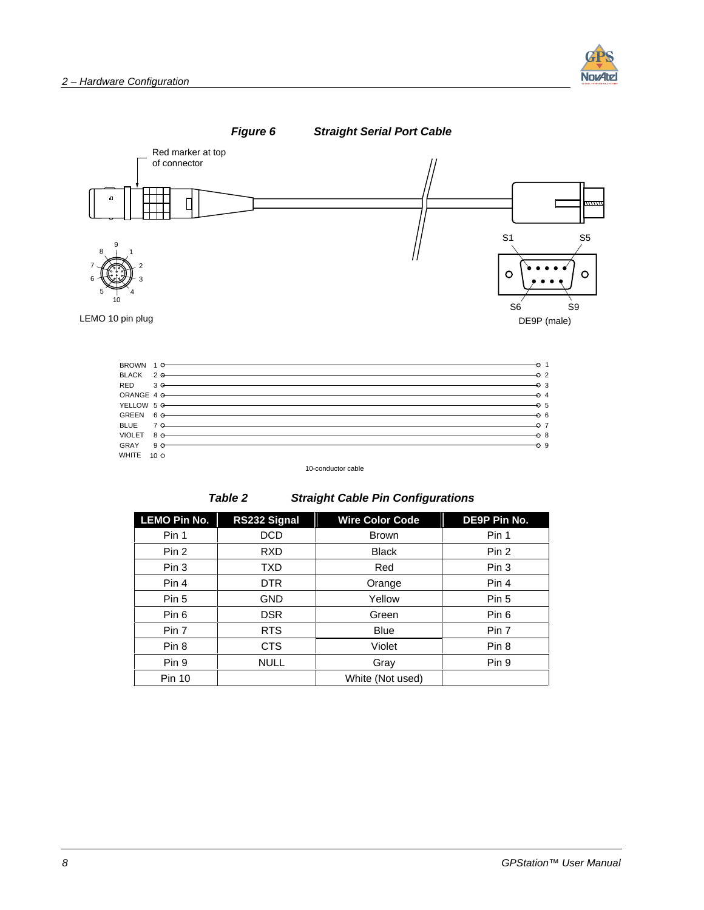**Figure 6 Straight Serial Port Cable**

Red marker at top of connector

LEMO 10 pin plug

DE9P (male)

S1 S5 S6 S9

| | | |
|---|---|---|
| BROWN | 1 | 1 |
| BLACK | 2 | 2 |
| RED | 3 | 3 |
| ORANGE | 4 | 4 |
| YELLOW | 5 | 5 |
| GREEN | 6 | 6 |
| BLUE | 7 | 7 |
| VIOLET | 8 | 8 |
| GRAY | 9 | 9 |
| WHITE | 10 | |

10-conductor cable

**Table 2 Straight Cable Pin Configurations**

| LEMO Pin No. | RS232 Signal | Wire Color Code | DE9P Pin No. |
|---|---|---|---|
| Pin 1 | DCD | Brown | Pin 1 |
| Pin 2 | RXD | Black | Pin 2 |
| Pin 3 | TXD | Red | Pin 3 |
| Pin 4 | DTR | Orange | Pin 4 |
| Pin 5 | GND | Yellow | Pin 5 |
| Pin 6 | DSR | Green | Pin 6 |
| Pin 7 | RTS | Blue | Pin 7 |
| Pin 8 | CTS | Violet | Pin 8 |
| Pin 9 | NULL | Gray | Pin 9 |
| Pin 10 | | White (Not used) | |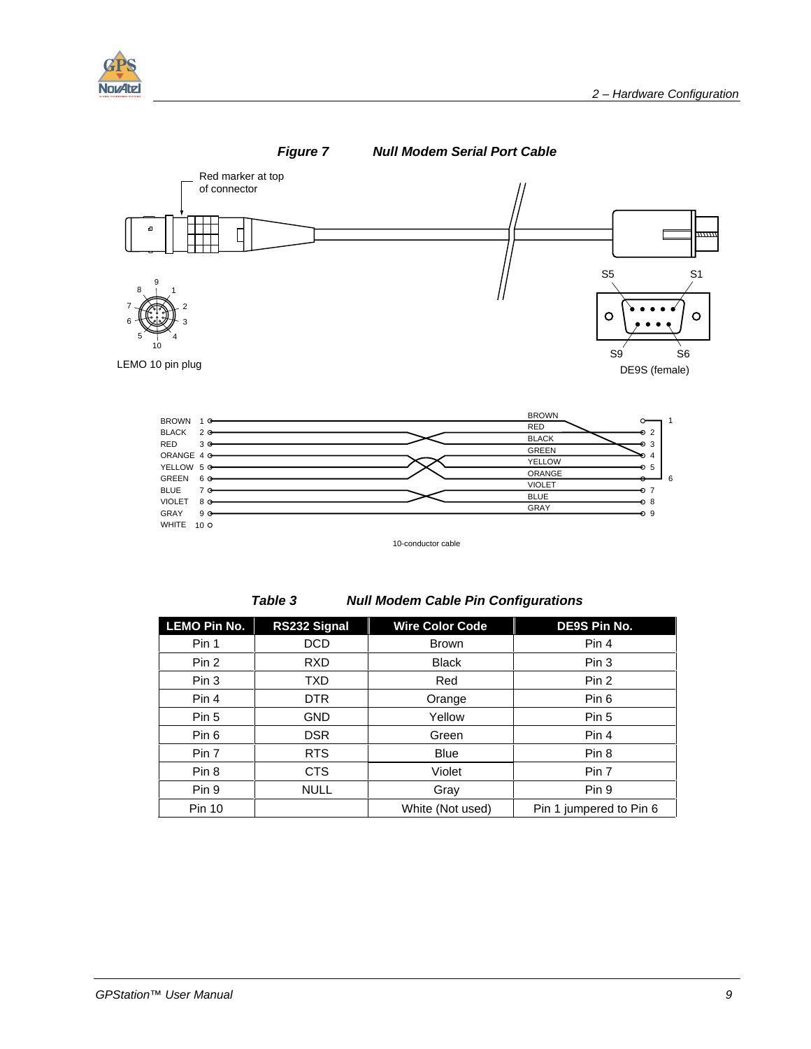*Figure 7 Null Modem Serial Port Cable*

Red marker at top of connector

LEMO 10 pin plug

DE9S (female)

10-conductor cable

*Table 3 Null Modem Cable Pin Configurations*

| LEMO Pin No. | RS232 Signal | Wire Color Code | DE9S Pin No. |
|---|---|---|---|
| Pin 1 | DCD | Brown | Pin 4 |
| Pin 2 | RXD | Black | Pin 3 |
| Pin 3 | TXD | Red | Pin 2 |
| Pin 4 | DTR | Orange | Pin 6 |
| Pin 5 | GND | Yellow | Pin 5 |
| Pin 6 | DSR | Green | Pin 4 |
| Pin 7 | RTS | Blue | Pin 8 |
| Pin 8 | CTS | Violet | Pin 7 |
| Pin 9 | NULL | Gray | Pin 9 |
| Pin 10 | | White (Not used) | Pin 1 jumpered to Pin 6 |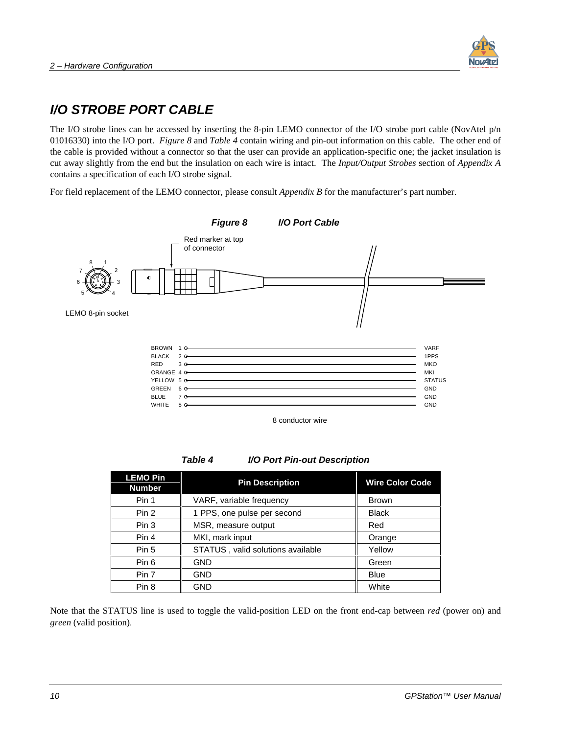## I/O STROBE PORT CABLE

The I/O strobe lines can be accessed by inserting the 8-pin LEMO connector of the I/O strobe port cable (NovAtel p/n 01016330) into the I/O port. *Figure 8* and *Table 4* contain wiring and pin-out information on this cable. The other end of the cable is provided without a connector so that the user can provide an application-specific one; the jacket insulation is cut away slightly from the end but the insulation on each wire is intact. The *Input/Output Strobes* section of *Appendix A* contains a specification of each I/O strobe signal.

For field replacement of the LEMO connector, please consult *Appendix B* for the manufacturer's part number.

***Figure 8 I/O Port Cable***

Red marker at top of connector

LEMO 8-pin socket

| Wire | Pin | Signal |
|---|---|---|
| BROWN | 1 | VARF |
| BLACK | 2 | 1PPS |
| RED | 3 | MKO |
| ORANGE | 4 | MKI |
| YELLOW | 5 | STATUS |
| GREEN | 6 | GND |
| BLUE | 7 | GND |
| WHITE | 8 | GND |

8 conductor wire

***Table 4 I/O Port Pin-out Description***

| LEMO Pin Number | Pin Description | Wire Color Code |
|---|---|---|
| Pin 1 | VARF, variable frequency | Brown |
| Pin 2 | 1 PPS, one pulse per second | Black |
| Pin 3 | MSR, measure output | Red |
| Pin 4 | MKI, mark input | Orange |
| Pin 5 | STATUS , valid solutions available | Yellow |
| Pin 6 | GND | Green |
| Pin 7 | GND | Blue |
| Pin 8 | GND | White |

Note that the STATUS line is used to toggle the valid-position LED on the front end-cap between *red* (power on) and *green* (valid position).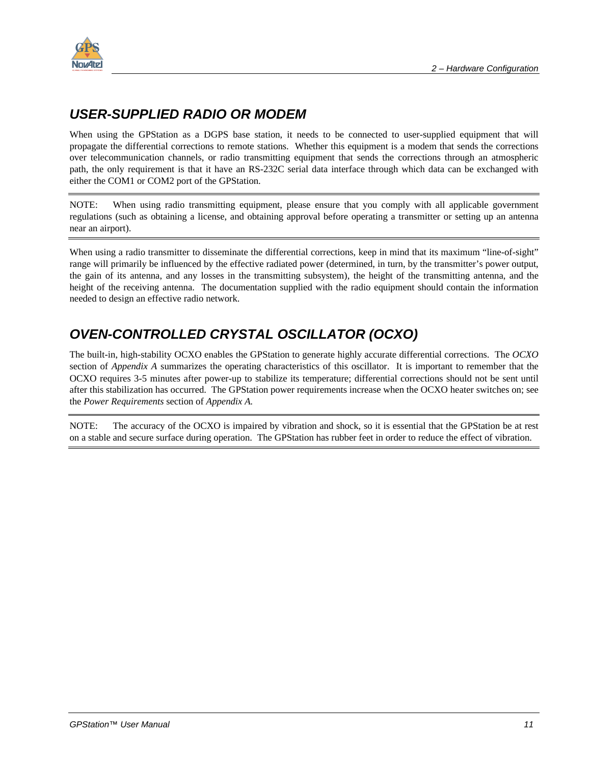## USER-SUPPLIED RADIO OR MODEM

When using the GPStation as a DGPS base station, it needs to be connected to user-supplied equipment that will propagate the differential corrections to remote stations. Whether this equipment is a modem that sends the corrections over telecommunication channels, or radio transmitting equipment that sends the corrections through an atmospheric path, the only requirement is that it have an RS-232C serial data interface through which data can be exchanged with either the COM1 or COM2 port of the GPStation.

---

NOTE: When using radio transmitting equipment, please ensure that you comply with all applicable government regulations (such as obtaining a license, and obtaining approval before operating a transmitter or setting up an antenna near an airport).

---

When using a radio transmitter to disseminate the differential corrections, keep in mind that its maximum "line-of-sight" range will primarily be influenced by the effective radiated power (determined, in turn, by the transmitter's power output, the gain of its antenna, and any losses in the transmitting subsystem), the height of the transmitting antenna, and the height of the receiving antenna. The documentation supplied with the radio equipment should contain the information needed to design an effective radio network.

## OVEN-CONTROLLED CRYSTAL OSCILLATOR (OCXO)

The built-in, high-stability OCXO enables the GPStation to generate highly accurate differential corrections. The *OCXO* section of *Appendix A* summarizes the operating characteristics of this oscillator. It is important to remember that the OCXO requires 3-5 minutes after power-up to stabilize its temperature; differential corrections should not be sent until after this stabilization has occurred. The GPStation power requirements increase when the OCXO heater switches on; see the *Power Requirements* section of *Appendix A*.

---

NOTE: The accuracy of the OCXO is impaired by vibration and shock, so it is essential that the GPStation be at rest on a stable and secure surface during operation. The GPStation has rubber feet in order to reduce the effect of vibration.

---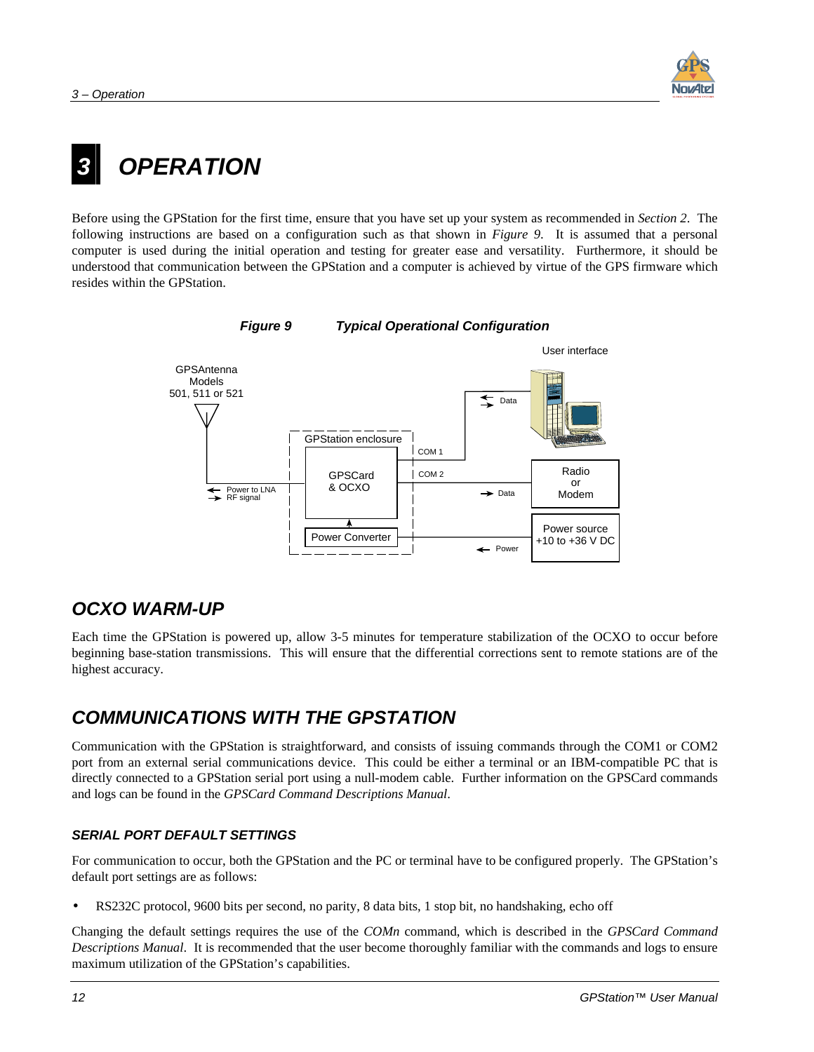# 3 OPERATION

Before using the GPStation for the first time, ensure that you have set up your system as recommended in *Section 2*. The following instructions are based on a configuration such as that shown in *Figure 9*. It is assumed that a personal computer is used during the initial operation and testing for greater ease and versatility. Furthermore, it should be understood that communication between the GPStation and a computer is achieved by virtue of the GPS firmware which resides within the GPStation.

***Figure 9 Typical Operational Configuration***

## OCXO WARM-UP

Each time the GPStation is powered up, allow 3-5 minutes for temperature stabilization of the OCXO to occur before beginning base-station transmissions. This will ensure that the differential corrections sent to remote stations are of the highest accuracy.

## COMMUNICATIONS WITH THE GPSTATION

Communication with the GPStation is straightforward, and consists of issuing commands through the COM1 or COM2 port from an external serial communications device. This could be either a terminal or an IBM-compatible PC that is directly connected to a GPStation serial port using a null-modem cable. Further information on the GPSCard commands and logs can be found in the *GPSCard Command Descriptions Manual*.

### SERIAL PORT DEFAULT SETTINGS

For communication to occur, both the GPStation and the PC or terminal have to be configured properly. The GPStation's default port settings are as follows:

- RS232C protocol, 9600 bits per second, no parity, 8 data bits, 1 stop bit, no handshaking, echo off

Changing the default settings requires the use of the *COMn* command, which is described in the *GPSCard Command Descriptions Manual*. It is recommended that the user become thoroughly familiar with the commands and logs to ensure maximum utilization of the GPStation's capabilities.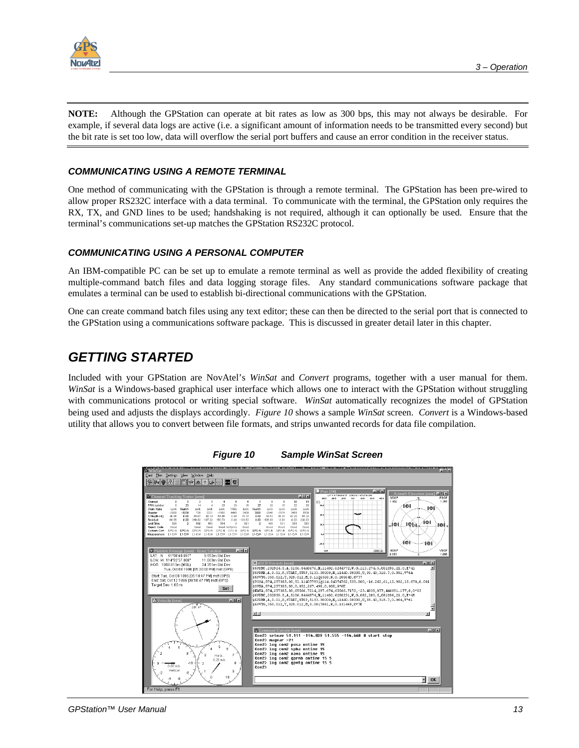**NOTE:** Although the GPStation can operate at bit rates as low as 300 bps, this may not always be desirable. For example, if several data logs are active (i.e. a significant amount of information needs to be transmitted every second) but the bit rate is set too low, data will overflow the serial port buffers and cause an error condition in the receiver status.

### *COMMUNICATING USING A REMOTE TERMINAL*

One method of communicating with the GPStation is through a remote terminal. The GPStation has been pre-wired to allow proper RS232C interface with a data terminal. To communicate with the terminal, the GPStation only requires the RX, TX, and GND lines to be used; handshaking is not required, although it can optionally be used. Ensure that the terminal's communications set-up matches the GPStation RS232C protocol.

### *COMMUNICATING USING A PERSONAL COMPUTER*

An IBM-compatible PC can be set up to emulate a remote terminal as well as provide the added flexibility of creating multiple-command batch files and data logging storage files. Any standard communications software package that emulates a terminal can be used to establish bi-directional communications with the GPStation.

One can create command batch files using any text editor; these can then be directed to the serial port that is connected to the GPStation using a communications software package. This is discussed in greater detail later in this chapter.

## *GETTING STARTED*

Included with your GPStation are NovAtel's *WinSat* and *Convert* programs, together with a user manual for them. *WinSat* is a Windows-based graphical user interface which allows one to interact with the GPStation without struggling with communications protocol or writing special software. *WinSat* automatically recognizes the model of GPStation being used and adjusts the displays accordingly. *Figure 10* shows a sample *WinSat* screen. *Convert* is a Windows-based utility that allows you to convert between file formats, and strips unwanted records for data file compilation.

***Figure 10 Sample WinSat Screen***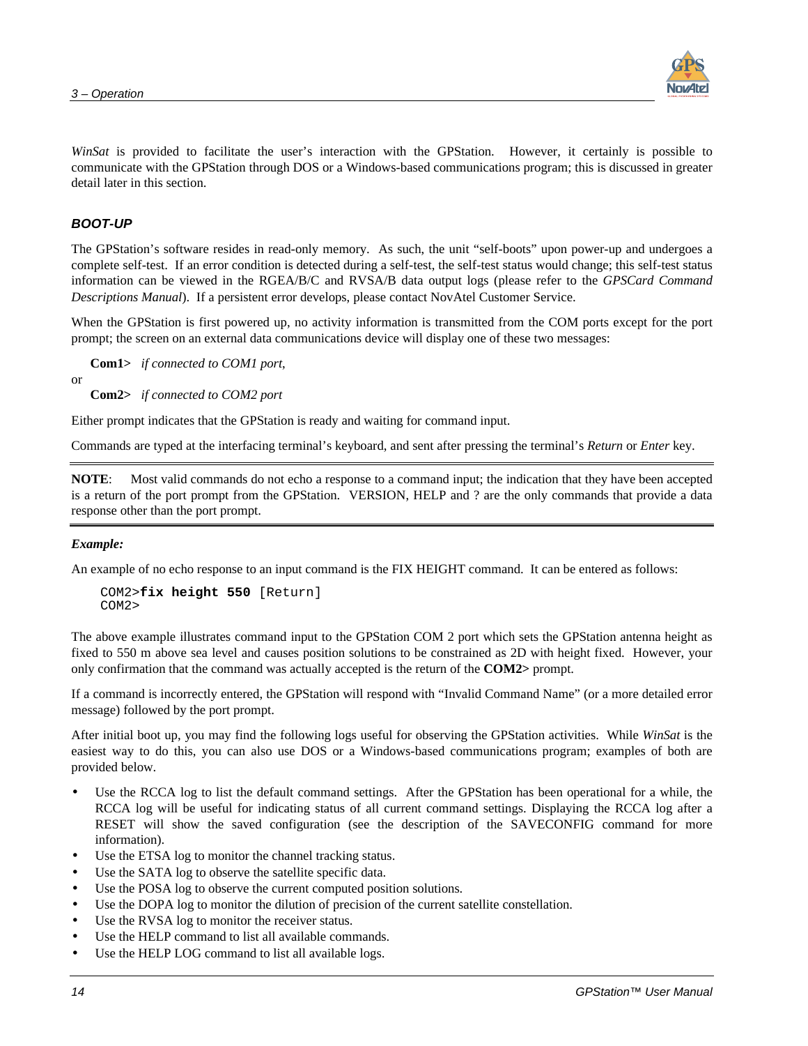*WinSat* is provided to facilitate the user's interaction with the GPStation. However, it certainly is possible to communicate with the GPStation through DOS or a Windows-based communications program; this is discussed in greater detail later in this section.

## BOOT-UP

The GPStation's software resides in read-only memory. As such, the unit "self-boots" upon power-up and undergoes a complete self-test. If an error condition is detected during a self-test, the self-test status would change; this self-test status information can be viewed in the RGEA/B/C and RVSA/B data output logs (please refer to the *GPSCard Command Descriptions Manual*). If a persistent error develops, please contact NovAtel Customer Service.

When the GPStation is first powered up, no activity information is transmitted from the COM ports except for the port prompt; the screen on an external data communications device will display one of these two messages:

**Com1>** *if connected to COM1 port,*

or

**Com2>** *if connected to COM2 port*

Either prompt indicates that the GPStation is ready and waiting for command input.

Commands are typed at the interfacing terminal's keyboard, and sent after pressing the terminal's *Return* or *Enter* key.

---

**NOTE**: Most valid commands do not echo a response to a command input; the indication that they have been accepted is a return of the port prompt from the GPStation. VERSION, HELP and ? are the only commands that provide a data response other than the port prompt.

---

***Example:***

An example of no echo response to an input command is the FIX HEIGHT command. It can be entered as follows:

```
COM2>fix height 550 [Return]
COM2>
```

The above example illustrates command input to the GPStation COM 2 port which sets the GPStation antenna height as fixed to 550 m above sea level and causes position solutions to be constrained as 2D with height fixed. However, your only confirmation that the command was actually accepted is the return of the **COM2>** prompt.

If a command is incorrectly entered, the GPStation will respond with "Invalid Command Name" (or a more detailed error message) followed by the port prompt.

After initial boot up, you may find the following logs useful for observing the GPStation activities. While *WinSat* is the easiest way to do this, you can also use DOS or a Windows-based communications program; examples of both are provided below.

- Use the RCCA log to list the default command settings. After the GPStation has been operational for a while, the RCCA log will be useful for indicating status of all current command settings. Displaying the RCCA log after a RESET will show the saved configuration (see the description of the SAVECONFIG command for more information).
- Use the ETSA log to monitor the channel tracking status.
- Use the SATA log to observe the satellite specific data.
- Use the POSA log to observe the current computed position solutions.
- Use the DOPA log to monitor the dilution of precision of the current satellite constellation.
- Use the RVSA log to monitor the receiver status.
- Use the HELP command to list all available commands.
- Use the HELP LOG command to list all available logs.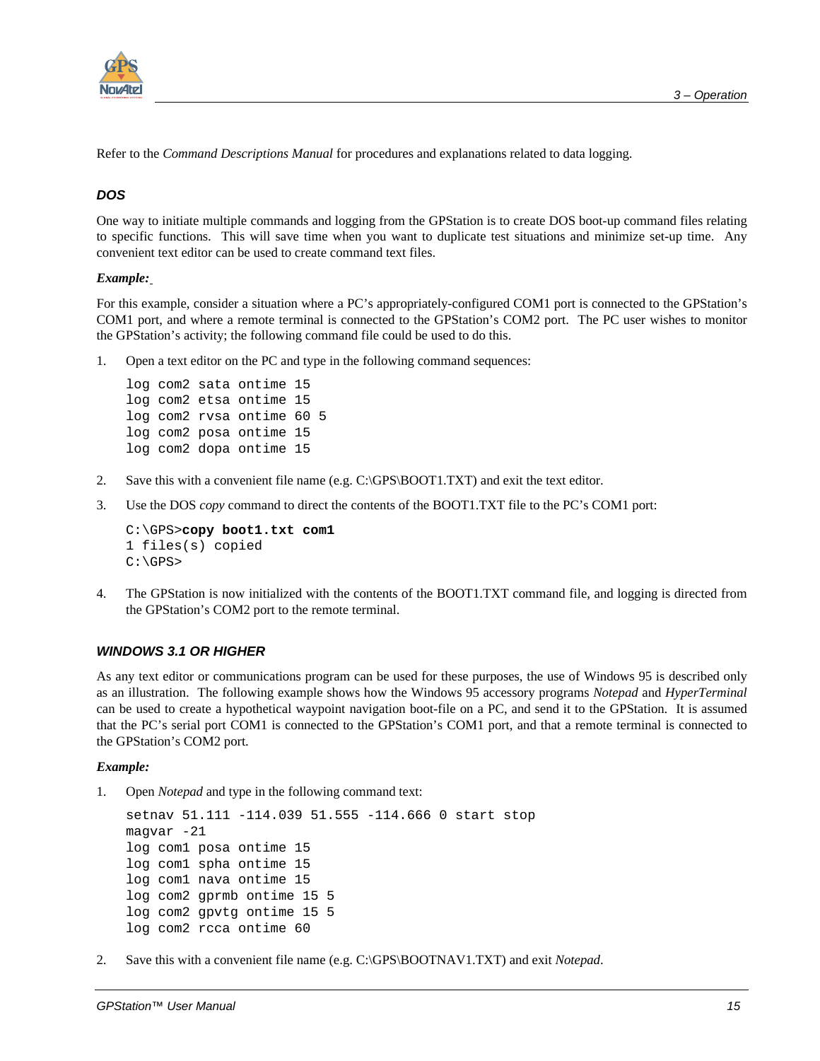Refer to the *Command Descriptions Manual* for procedures and explanations related to data logging.

### *DOS*

One way to initiate multiple commands and logging from the GPStation is to create DOS boot-up command files relating to specific functions. This will save time when you want to duplicate test situations and minimize set-up time. Any convenient text editor can be used to create command text files.

***Example:***

For this example, consider a situation where a PC's appropriately-configured COM1 port is connected to the GPStation's COM1 port, and where a remote terminal is connected to the GPStation's COM2 port. The PC user wishes to monitor the GPStation's activity; the following command file could be used to do this.

1. Open a text editor on the PC and type in the following command sequences:

   ```
   log com2 sata ontime 15
   log com2 etsa ontime 15
   log com2 rvsa ontime 60 5
   log com2 posa ontime 15
   log com2 dopa ontime 15
   ```

2. Save this with a convenient file name (e.g. C:\GPS\BOOT1.TXT) and exit the text editor.

3. Use the DOS *copy* command to direct the contents of the BOOT1.TXT file to the PC's COM1 port:

   ```
   C:\GPS>copy boot1.txt com1
   1 files(s) copied
   C:\GPS>
   ```

4. The GPStation is now initialized with the contents of the BOOT1.TXT command file, and logging is directed from the GPStation's COM2 port to the remote terminal.

### *WINDOWS 3.1 OR HIGHER*

As any text editor or communications program can be used for these purposes, the use of Windows 95 is described only as an illustration. The following example shows how the Windows 95 accessory programs *Notepad* and *HyperTerminal* can be used to create a hypothetical waypoint navigation boot-file on a PC, and send it to the GPStation. It is assumed that the PC's serial port COM1 is connected to the GPStation's COM1 port, and that a remote terminal is connected to the GPStation's COM2 port.

***Example:***

1. Open *Notepad* and type in the following command text:

   ```
   setnav 51.111 -114.039 51.555 -114.666 0 start stop
   magvar -21
   log com1 posa ontime 15
   log com1 spha ontime 15
   log com1 nava ontime 15
   log com2 gprmb ontime 15 5
   log com2 gpvtg ontime 15 5
   log com2 rcca ontime 60
   ```

2. Save this with a convenient file name (e.g. C:\GPS\BOOTNAV1.TXT) and exit *Notepad*.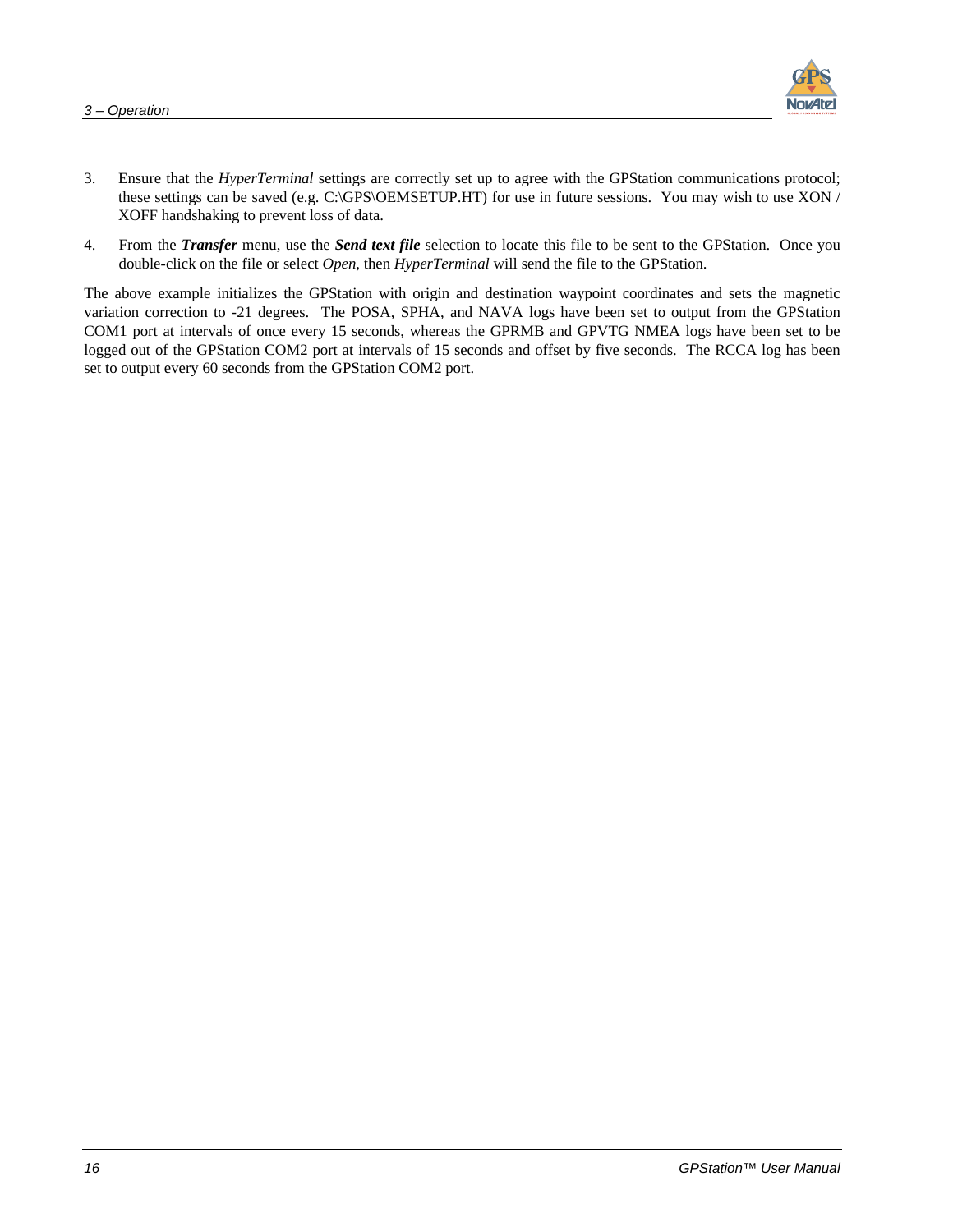3. Ensure that the *HyperTerminal* settings are correctly set up to agree with the GPStation communications protocol; these settings can be saved (e.g. C:\GPS\OEMSETUP.HT) for use in future sessions. You may wish to use XON / XOFF handshaking to prevent loss of data.

4. From the ***Transfer*** menu, use the ***Send text file*** selection to locate this file to be sent to the GPStation. Once you double-click on the file or select *Open*, then *HyperTerminal* will send the file to the GPStation.

The above example initializes the GPStation with origin and destination waypoint coordinates and sets the magnetic variation correction to -21 degrees. The POSA, SPHA, and NAVA logs have been set to output from the GPStation COM1 port at intervals of once every 15 seconds, whereas the GPRMB and GPVTG NMEA logs have been set to be logged out of the GPStation COM2 port at intervals of 15 seconds and offset by five seconds. The RCCA log has been set to output every 60 seconds from the GPStation COM2 port.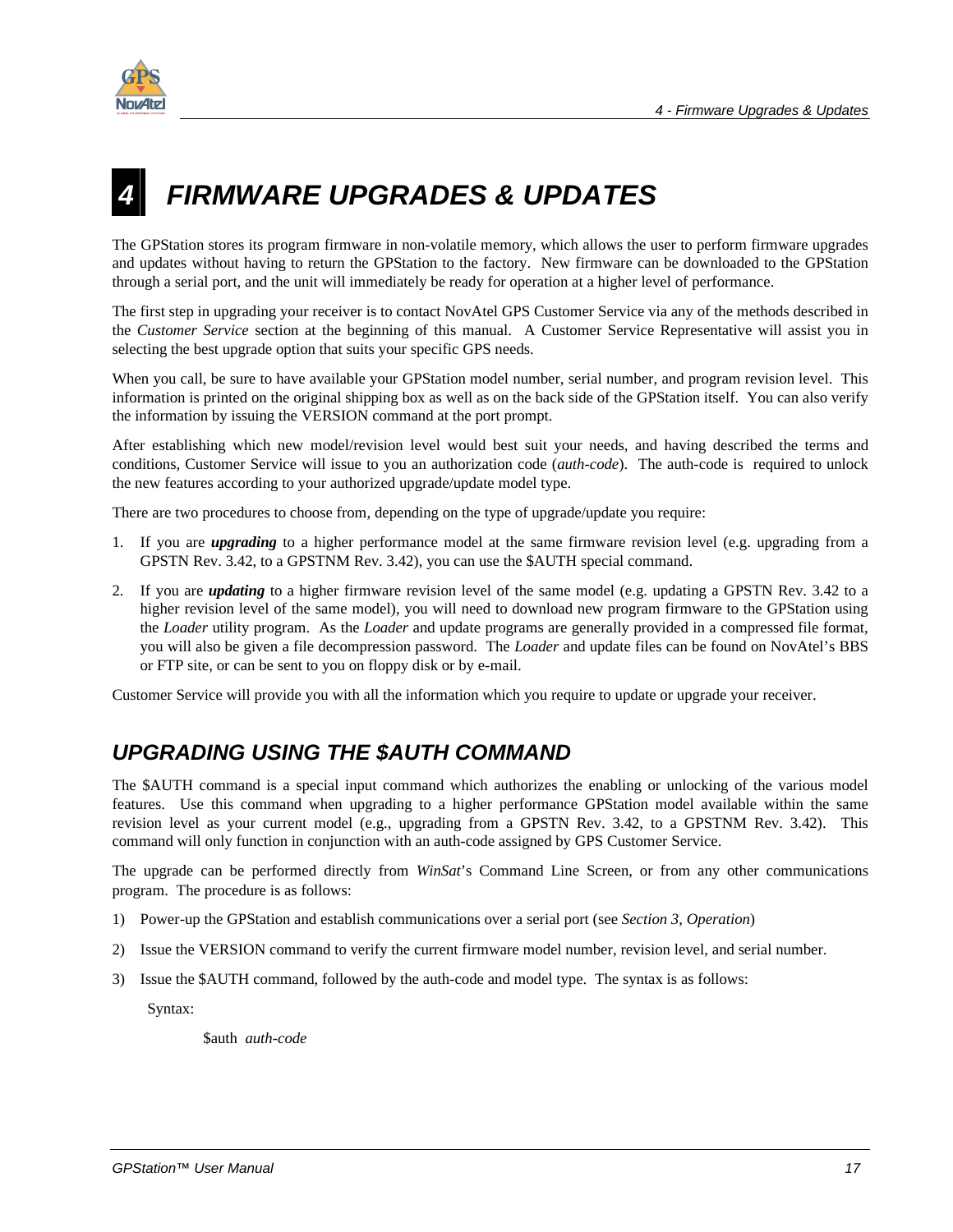# 4 FIRMWARE UPGRADES & UPDATES

The GPStation stores its program firmware in non-volatile memory, which allows the user to perform firmware upgrades and updates without having to return the GPStation to the factory. New firmware can be downloaded to the GPStation through a serial port, and the unit will immediately be ready for operation at a higher level of performance.

The first step in upgrading your receiver is to contact NovAtel GPS Customer Service via any of the methods described in the *Customer Service* section at the beginning of this manual. A Customer Service Representative will assist you in selecting the best upgrade option that suits your specific GPS needs.

When you call, be sure to have available your GPStation model number, serial number, and program revision level. This information is printed on the original shipping box as well as on the back side of the GPStation itself. You can also verify the information by issuing the VERSION command at the port prompt.

After establishing which new model/revision level would best suit your needs, and having described the terms and conditions, Customer Service will issue to you an authorization code (*auth-code*). The auth-code is required to unlock the new features according to your authorized upgrade/update model type.

There are two procedures to choose from, depending on the type of upgrade/update you require:

1. If you are ***upgrading*** to a higher performance model at the same firmware revision level (e.g. upgrading from a GPSTN Rev. 3.42, to a GPSTNM Rev. 3.42), you can use the $AUTH special command.
2. If you are ***updating*** to a higher firmware revision level of the same model (e.g. updating a GPSTN Rev. 3.42 to a higher revision level of the same model), you will need to download new program firmware to the GPStation using the *Loader* utility program. As the *Loader* and update programs are generally provided in a compressed file format, you will also be given a file decompression password. The *Loader* and update files can be found on NovAtel's BBS or FTP site, or can be sent to you on floppy disk or by e-mail.

Customer Service will provide you with all the information which you require to update or upgrade your receiver.

## UPGRADING USING THE $AUTH COMMAND

The $AUTH command is a special input command which authorizes the enabling or unlocking of the various model features. Use this command when upgrading to a higher performance GPStation model available within the same revision level as your current model (e.g., upgrading from a GPSTN Rev. 3.42, to a GPSTNM Rev. 3.42). This command will only function in conjunction with an auth-code assigned by GPS Customer Service.

The upgrade can be performed directly from *WinSat*'s Command Line Screen, or from any other communications program. The procedure is as follows:

1) Power-up the GPStation and establish communications over a serial port (see *Section 3, Operation*)

2) Issue the VERSION command to verify the current firmware model number, revision level, and serial number.

3) Issue the $AUTH command, followed by the auth-code and model type. The syntax is as follows:

   Syntax:

   $auth *auth-code*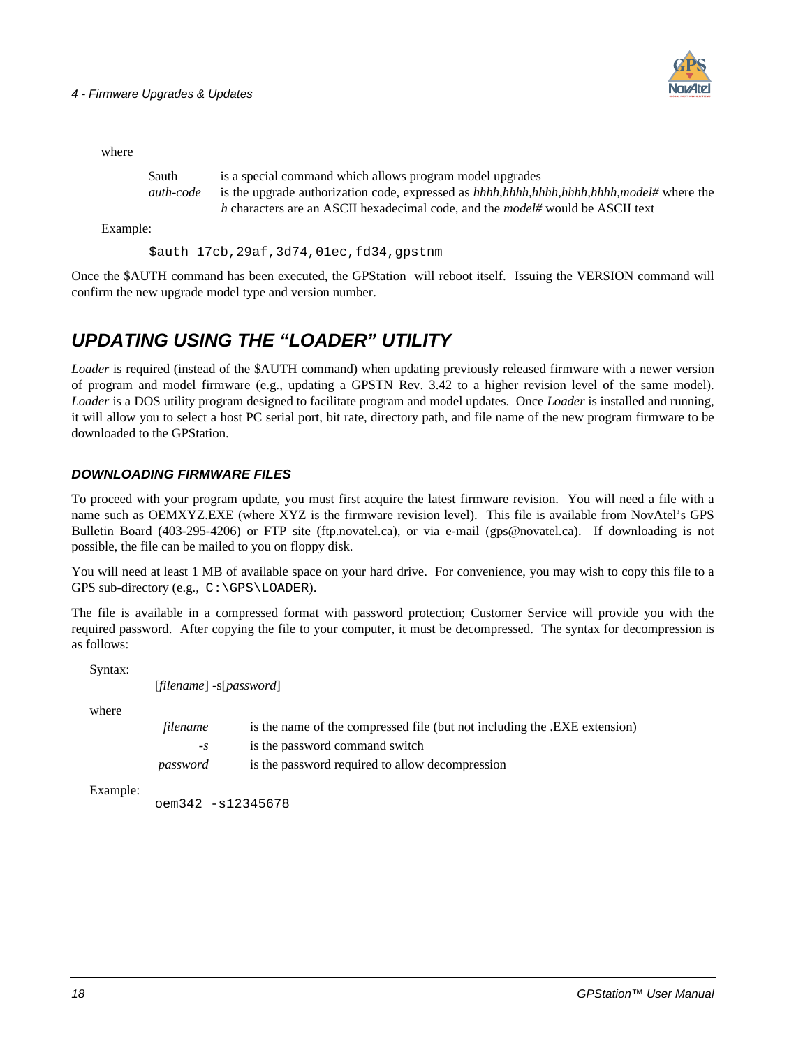where

| | |
|---|---|
| $auth | is a special command which allows program model upgrades |
| *auth-code* | is the upgrade authorization code, expressed as *hhhh,hhhh,hhhh,hhhh,hhhh,model#* where the *h* characters are an ASCII hexadecimal code, and the *model#* would be ASCII text |

Example:

```
$auth 17cb,29af,3d74,01ec,fd34,gpstnm
```

Once the $AUTH command has been executed, the GPStation will reboot itself. Issuing the VERSION command will confirm the new upgrade model type and version number.

## UPDATING USING THE "LOADER" UTILITY

*Loader* is required (instead of the $AUTH command) when updating previously released firmware with a newer version of program and model firmware (e.g., updating a GPSTN Rev. 3.42 to a higher revision level of the same model). *Loader* is a DOS utility program designed to facilitate program and model updates. Once *Loader* is installed and running, it will allow you to select a host PC serial port, bit rate, directory path, and file name of the new program firmware to be downloaded to the GPStation.

### DOWNLOADING FIRMWARE FILES

To proceed with your program update, you must first acquire the latest firmware revision. You will need a file with a name such as OEMXYZ.EXE (where XYZ is the firmware revision level). This file is available from NovAtel's GPS Bulletin Board (403-295-4206) or FTP site (ftp.novatel.ca), or via e-mail (gps@novatel.ca). If downloading is not possible, the file can be mailed to you on floppy disk.

You will need at least 1 MB of available space on your hard drive. For convenience, you may wish to copy this file to a GPS sub-directory (e.g., `C:\GPS\LOADER`).

The file is available in a compressed format with password protection; Customer Service will provide you with the required password. After copying the file to your computer, it must be decompressed. The syntax for decompression is as follows:

Syntax:

[*filename*] -s[*password*]

where

| | |
|---|---|
| *filename* | is the name of the compressed file (but not including the .EXE extension) |
| *-s* | is the password command switch |
| *password* | is the password required to allow decompression |

Example:

```
oem342 -s12345678
```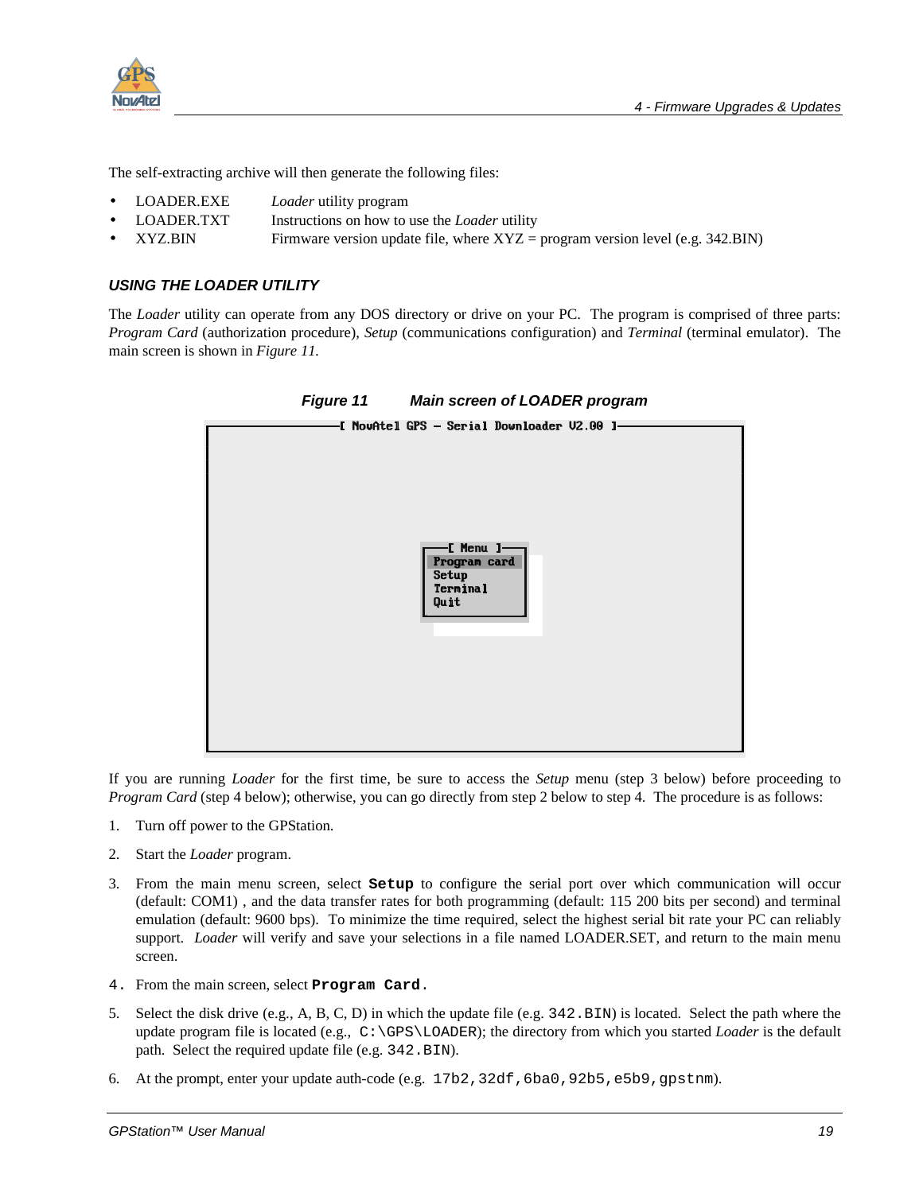The self-extracting archive will then generate the following files:

- LOADER.EXE — *Loader* utility program
- LOADER.TXT — Instructions on how to use the *Loader* utility
- XYZ.BIN — Firmware version update file, where XYZ = program version level (e.g. 342.BIN)

### USING THE LOADER UTILITY

The *Loader* utility can operate from any DOS directory or drive on your PC. The program is comprised of three parts: *Program Card* (authorization procedure), *Setup* (communications configuration) and *Terminal* (terminal emulator). The main screen is shown in *Figure 11.*

***Figure 11 Main screen of LOADER program***

```
[ NovAtel GPS - Serial Downloader V2.00 ]

        [ Menu ]
        Program card
        Setup
        Terminal
        Quit
```

If you are running *Loader* for the first time, be sure to access the *Setup* menu (step 3 below) before proceeding to *Program Card* (step 4 below); otherwise, you can go directly from step 2 below to step 4. The procedure is as follows:

1. Turn off power to the GPStation.
2. Start the *Loader* program.
3. From the main menu screen, select **`Setup`** to configure the serial port over which communication will occur (default: COM1) , and the data transfer rates for both programming (default: 115 200 bits per second) and terminal emulation (default: 9600 bps). To minimize the time required, select the highest serial bit rate your PC can reliably support. *Loader* will verify and save your selections in a file named LOADER.SET, and return to the main menu screen.
4. From the main screen, select **`Program Card.`**
5. Select the disk drive (e.g., A, B, C, D) in which the update file (e.g. `342.BIN`) is located. Select the path where the update program file is located (e.g., `C:\GPS\LOADER`); the directory from which you started *Loader* is the default path. Select the required update file (e.g. `342.BIN`).
6. At the prompt, enter your update auth-code (e.g. `17b2,32df,6ba0,92b5,e5b9,gpstnm`).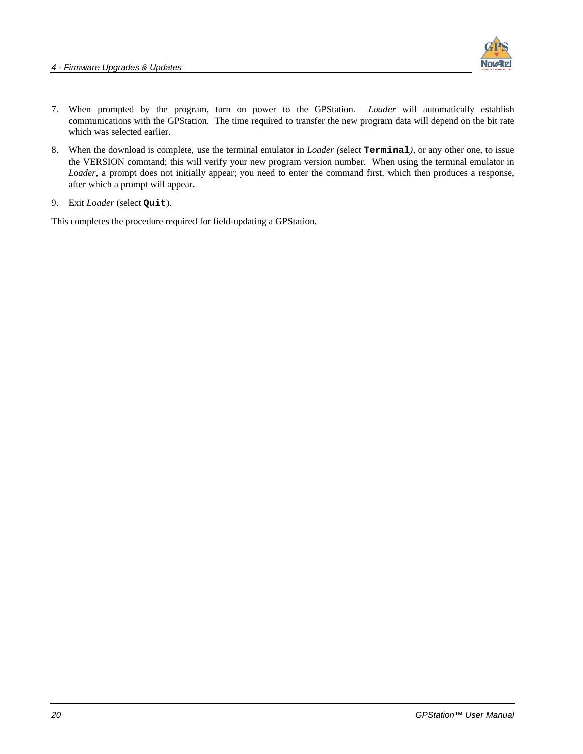7. When prompted by the program, turn on power to the GPStation. *Loader* will automatically establish communications with the GPStation. The time required to transfer the new program data will depend on the bit rate which was selected earlier.

8. When the download is complete, use the terminal emulator in *Loader (*select **`Terminal`***)*, or any other one, to issue the VERSION command; this will verify your new program version number. When using the terminal emulator in *Loader*, a prompt does not initially appear; you need to enter the command first, which then produces a response, after which a prompt will appear.

9. Exit *Loader* (select **`Quit`**).

This completes the procedure required for field-updating a GPStation.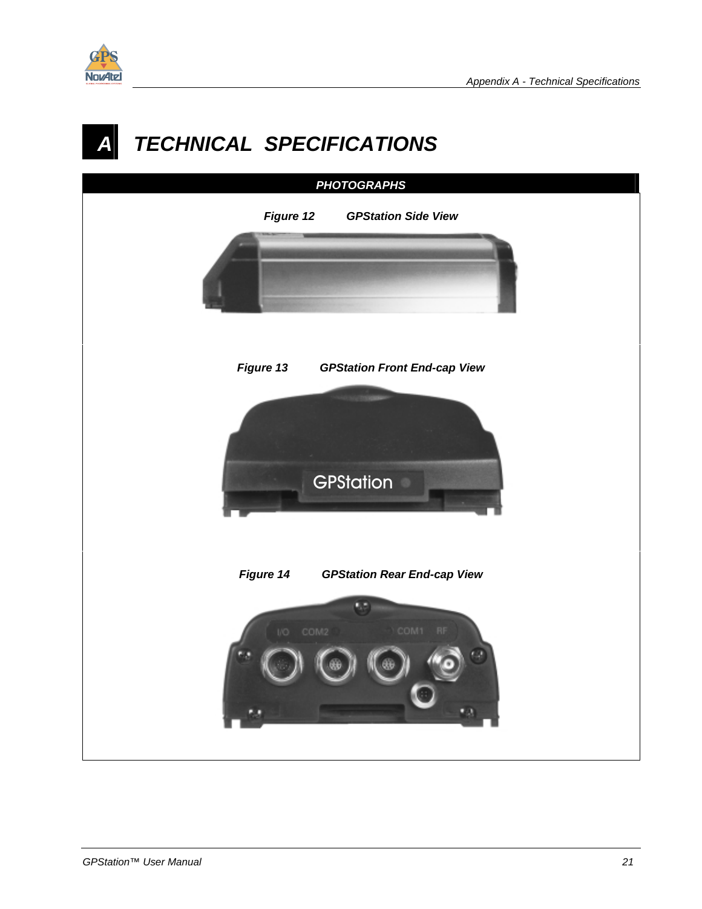# A TECHNICAL SPECIFICATIONS

**PHOTOGRAPHS**

***Figure 12 GPStation Side View***

***Figure 13 GPStation Front End-cap View***

***Figure 14 GPStation Rear End-cap View***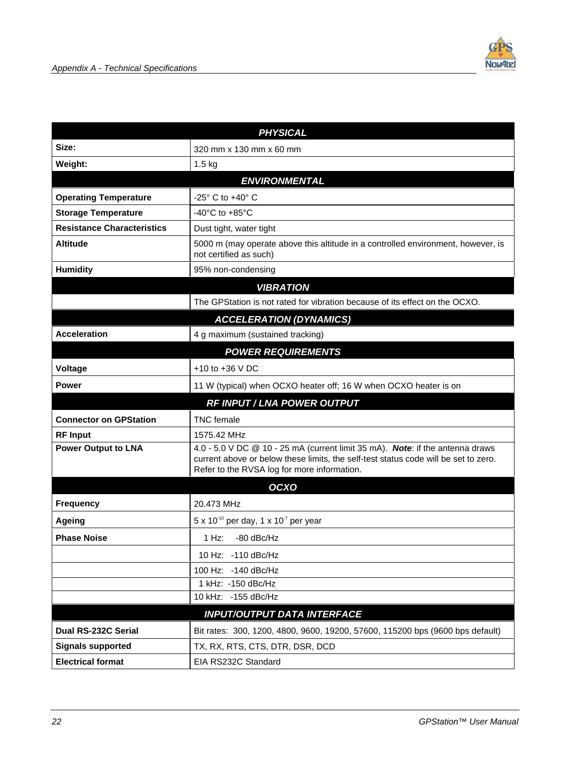| PHYSICAL | |
|---|---|
| **Size:** | 320 mm x 130 mm x 60 mm |
| **Weight:** | 1.5 kg |
| ***ENVIRONMENTAL*** | |
| **Operating Temperature** | -25° C to +40° C |
| **Storage Temperature** | -40°C to +85°C |
| **Resistance Characteristics** | Dust tight, water tight |
| **Altitude** | 5000 m (may operate above this altitude in a controlled environment, however, is not certified as such) |
| **Humidity** | 95% non-condensing |
| ***VIBRATION*** | |
| | The GPStation is not rated for vibration because of its effect on the OCXO. |
| ***ACCELERATION (DYNAMICS)*** | |
| **Acceleration** | 4 g maximum (sustained tracking) |
| ***POWER REQUIREMENTS*** | |
| **Voltage** | +10 to +36 V DC |
| **Power** | 11 W (typical) when OCXO heater off; 16 W when OCXO heater is on |
| ***RF INPUT / LNA POWER OUTPUT*** | |
| **Connector on GPStation** | TNC female |
| **RF Input** | 1575.42 MHz |
| **Power Output to LNA** | 4.0 - 5.0 V DC @ 10 - 25 mA (current limit 35 mA). ***Note***: if the antenna draws current above or below these limits, the self-test status code will be set to zero. Refer to the RVSA log for more information. |
| ***OCXO*** | |
| **Frequency** | 20.473 MHz |
| **Ageing** | 5 x $10^{-10}$ per day, 1 x $10^{-7}$ per year |
| **Phase Noise** | 1 Hz: -80 dBc/Hz |
| | 10 Hz: -110 dBc/Hz |
| | 100 Hz: -140 dBc/Hz |
| | 1 kHz: -150 dBc/Hz |
| | 10 kHz: -155 dBc/Hz |
| ***INPUT/OUTPUT DATA INTERFACE*** | |
| **Dual RS-232C Serial** | Bit rates: 300, 1200, 4800, 9600, 19200, 57600, 115200 bps (9600 bps default) |
| **Signals supported** | TX, RX, RTS, CTS, DTR, DSR, DCD |
| **Electrical format** | EIA RS232C Standard |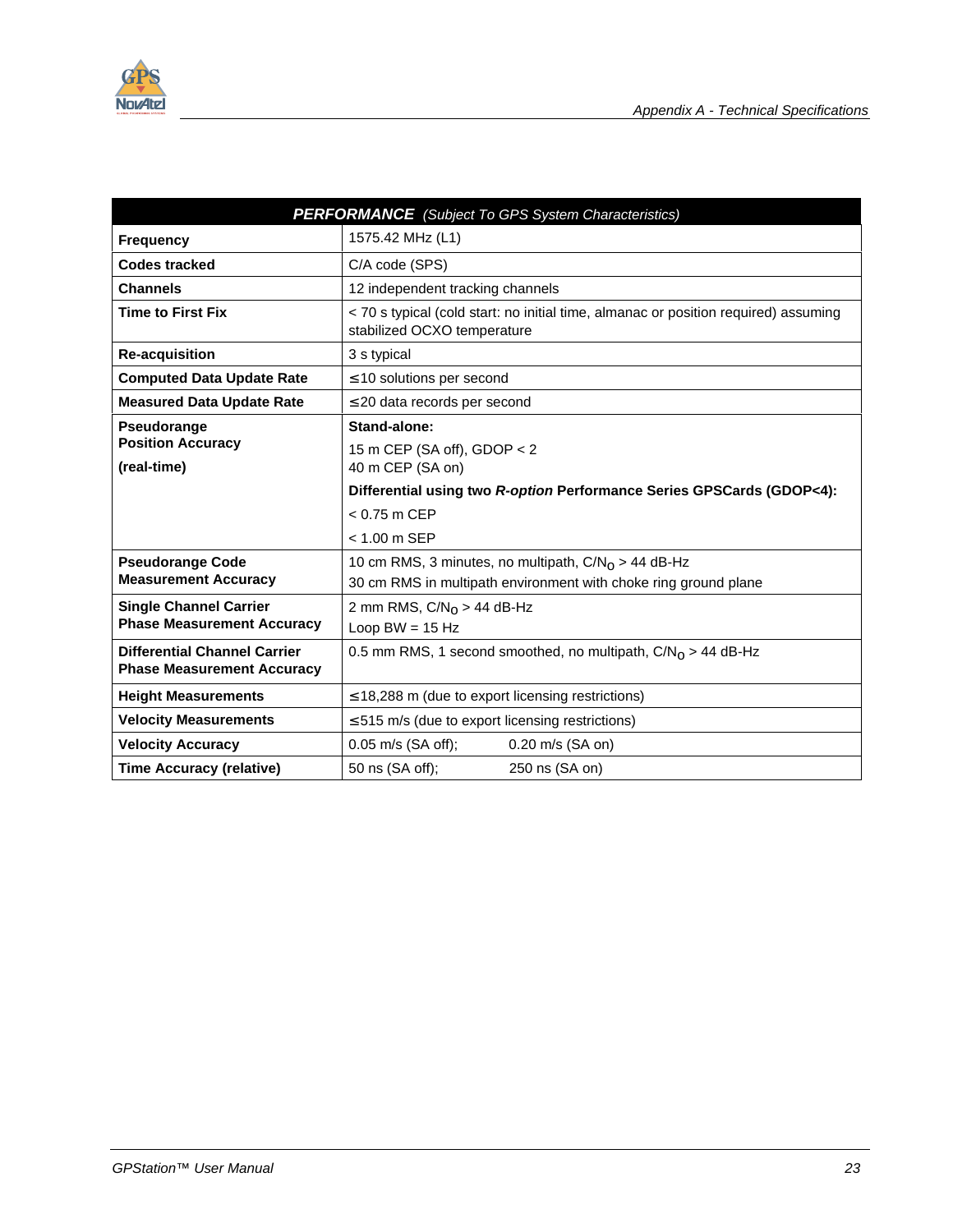| ***PERFORMANCE*** *(Subject To GPS System Characteristics)* | |
|---|---|
| **Frequency** | 1575.42 MHz (L1) |
| **Codes tracked** | C/A code (SPS) |
| **Channels** | 12 independent tracking channels |
| **Time to First Fix** | < 70 s typical (cold start: no initial time, almanac or position required) assuming stabilized OCXO temperature |
| **Re-acquisition** | 3 s typical |
| **Computed Data Update Rate** | ≤ 10 solutions per second |
| **Measured Data Update Rate** | ≤ 20 data records per second |
| **Pseudorange Position Accuracy (real-time)** | **Stand-alone:**<br>15 m CEP (SA off), GDOP < 2<br>40 m CEP (SA on)<br>**Differential using two *R-option* Performance Series GPSCards (GDOP<4):**<br>< 0.75 m CEP<br>< 1.00 m SEP |
| **Pseudorange Code Measurement Accuracy** | 10 cm RMS, 3 minutes, no multipath, $C/N_0$ > 44 dB-Hz<br>30 cm RMS in multipath environment with choke ring ground plane |
| **Single Channel Carrier Phase Measurement Accuracy** | 2 mm RMS, $C/N_0$ > 44 dB-Hz<br>Loop BW = 15 Hz |
| **Differential Channel Carrier Phase Measurement Accuracy** | 0.5 mm RMS, 1 second smoothed, no multipath, $C/N_0$ > 44 dB-Hz |
| **Height Measurements** | ≤ 18,288 m (due to export licensing restrictions) |
| **Velocity Measurements** | ≤ 515 m/s (due to export licensing restrictions) |
| **Velocity Accuracy** | 0.05 m/s (SA off); 0.20 m/s (SA on) |
| **Time Accuracy (relative)** | 50 ns (SA off); 250 ns (SA on) |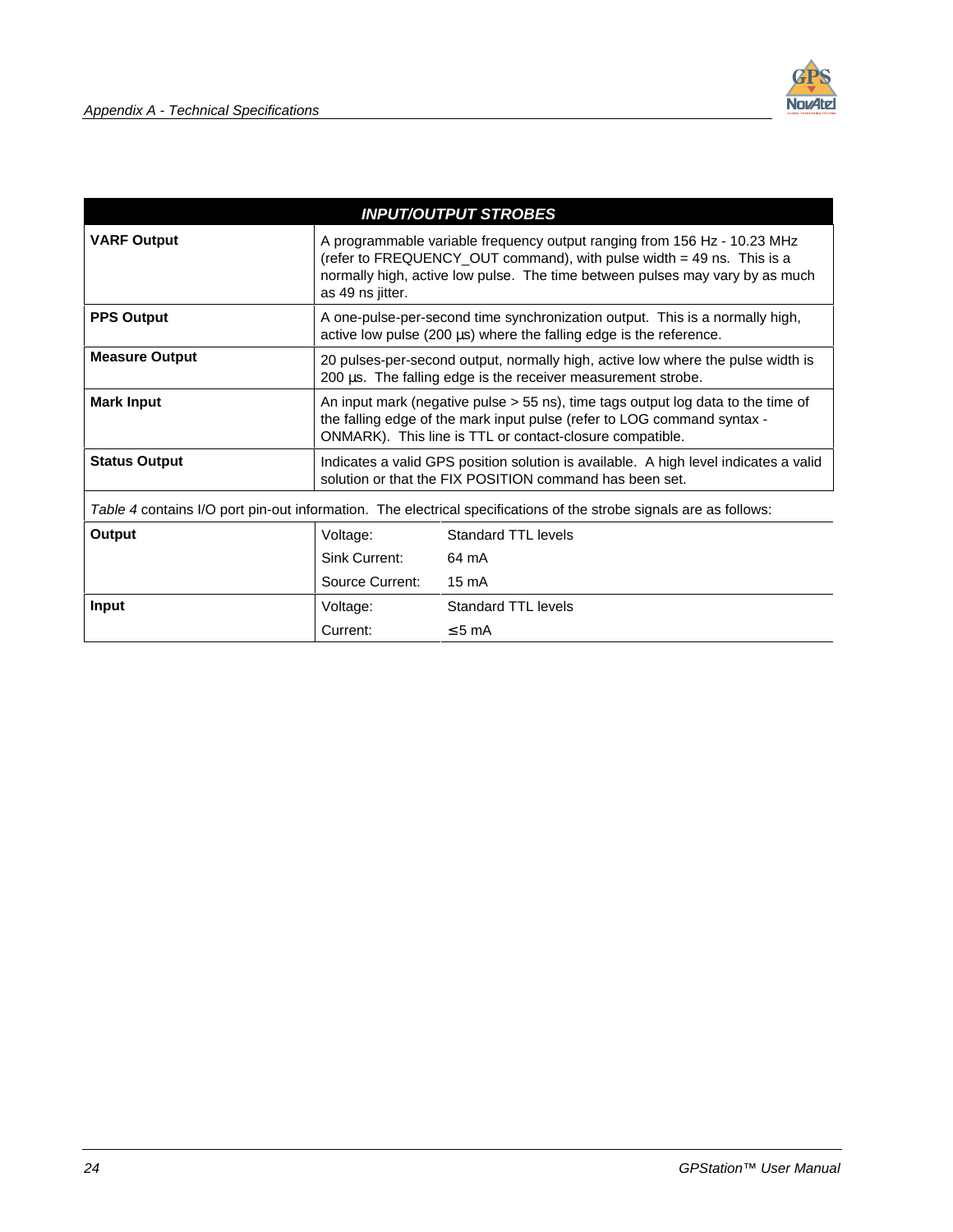| INPUT/OUTPUT STROBES | |
|---|---|
| **VARF Output** | A programmable variable frequency output ranging from 156 Hz - 10.23 MHz (refer to FREQUENCY_OUT command), with pulse width = 49 ns. This is a normally high, active low pulse. The time between pulses may vary by as much as 49 ns jitter. |
| **PPS Output** | A one-pulse-per-second time synchronization output. This is a normally high, active low pulse (200 µs) where the falling edge is the reference. |
| **Measure Output** | 20 pulses-per-second output, normally high, active low where the pulse width is 200 µs. The falling edge is the receiver measurement strobe. |
| **Mark Input** | An input mark (negative pulse > 55 ns), time tags output log data to the time of the falling edge of the mark input pulse (refer to LOG command syntax - ONMARK). This line is TTL or contact-closure compatible. |
| **Status Output** | Indicates a valid GPS position solution is available. A high level indicates a valid solution or that the FIX POSITION command has been set. |

*Table 4* contains I/O port pin-out information. The electrical specifications of the strobe signals are as follows:

| | | |
|---|---|---|
| **Output** | Voltage: | Standard TTL levels |
| | Sink Current: | 64 mA |
| | Source Current: | 15 mA |
| **Input** | Voltage: | Standard TTL levels |
| | Current: | ≤ 5 mA |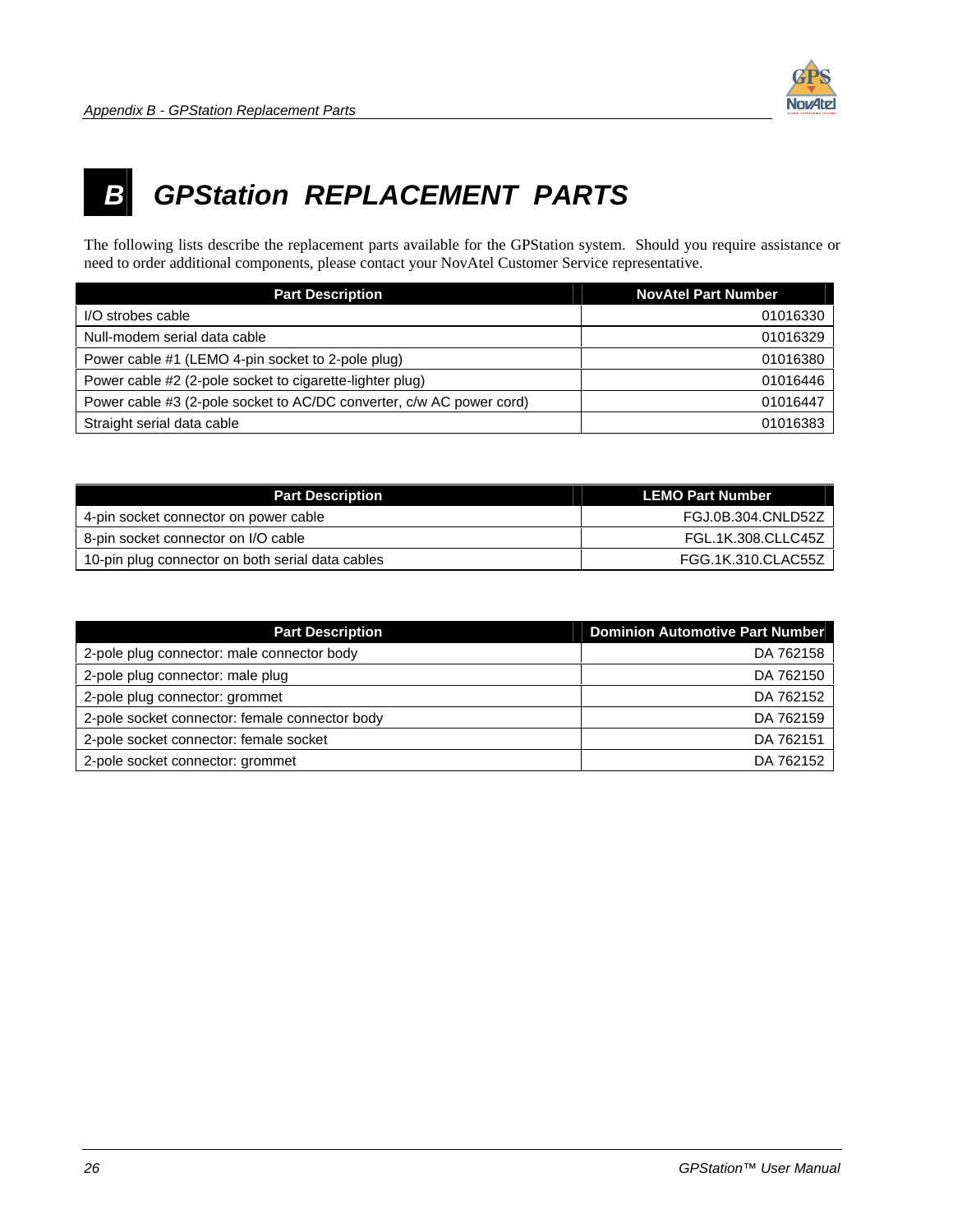# B GPStation REPLACEMENT PARTS

The following lists describe the replacement parts available for the GPStation system. Should you require assistance or need to order additional components, please contact your NovAtel Customer Service representative.

| Part Description | NovAtel Part Number |
|---|---|
| I/O strobes cable | 01016330 |
| Null-modem serial data cable | 01016329 |
| Power cable #1 (LEMO 4-pin socket to 2-pole plug) | 01016380 |
| Power cable #2 (2-pole socket to cigarette-lighter plug) | 01016446 |
| Power cable #3 (2-pole socket to AC/DC converter, c/w AC power cord) | 01016447 |
| Straight serial data cable | 01016383 |

| Part Description | LEMO Part Number |
|---|---|
| 4-pin socket connector on power cable | FGJ.0B.304.CNLD52Z |
| 8-pin socket connector on I/O cable | FGL.1K.308.CLLC45Z |
| 10-pin plug connector on both serial data cables | FGG.1K.310.CLAC55Z |

| Part Description | Dominion Automotive Part Number |
|---|---|
| 2-pole plug connector: male connector body | DA 762158 |
| 2-pole plug connector: male plug | DA 762150 |
| 2-pole plug connector: grommet | DA 762152 |
| 2-pole socket connector: female connector body | DA 762159 |
| 2-pole socket connector: female socket | DA 762151 |
| 2-pole socket connector: grommet | DA 762152 |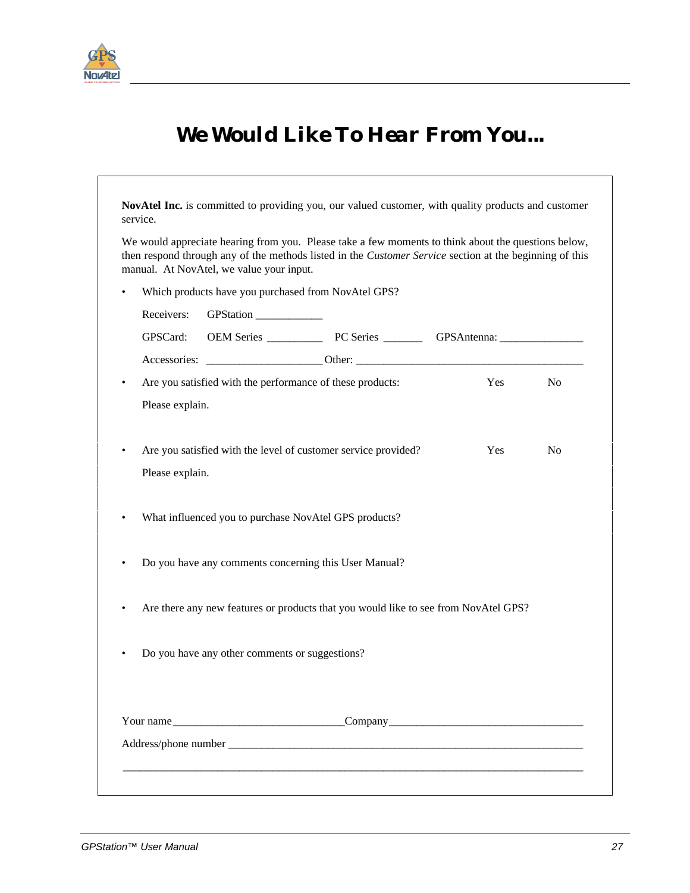# We Would Like To Hear From You...

**NovAtel Inc.** is committed to providing you, our valued customer, with quality products and customer service.

We would appreciate hearing from you. Please take a few moments to think about the questions below, then respond through any of the methods listed in the *Customer Service* section at the beginning of this manual. At NovAtel, we value your input.

- Which products have you purchased from NovAtel GPS?

  Receivers: GPStation ____________

  GPSCard: OEM Series __________ PC Series _______ GPSAntenna: _______________

  Accessories: _____________________ Other: __________________________________________

- Are you satisfied with the performance of these products: Yes No

  Please explain.

- Are you satisfied with the level of customer service provided? Yes No

  Please explain.

- What influenced you to purchase NovAtel GPS products?

- Do you have any comments concerning this User Manual?

- Are there any new features or products that you would like to see from NovAtel GPS?

- Do you have any other comments or suggestions?

Your name _______________________________ Company ___________________________________

Address/phone number ____________________________________________________________________

_________________________________________________________________________________________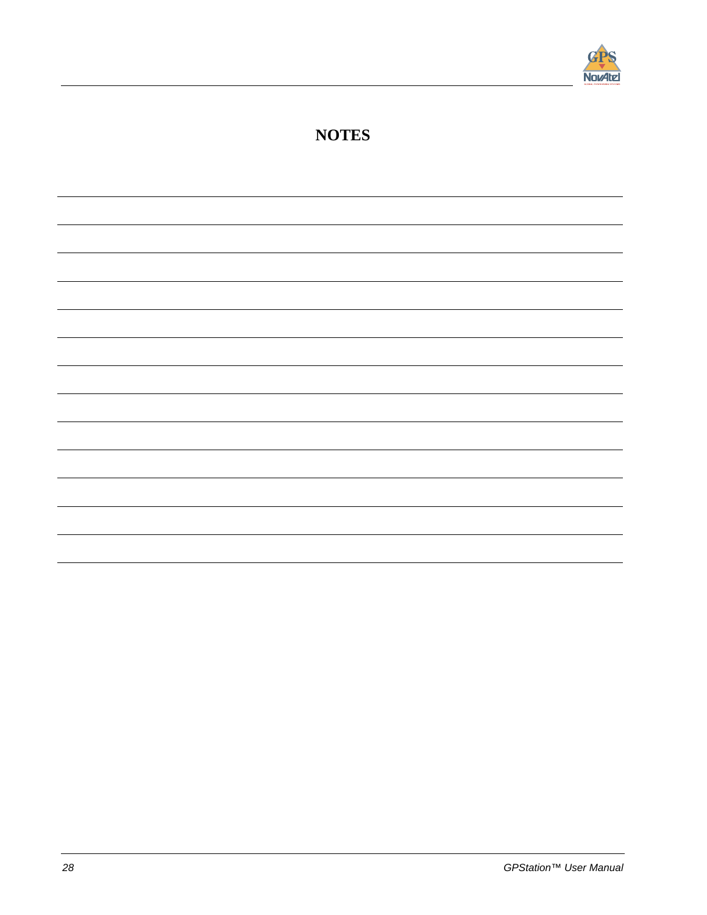# NOTES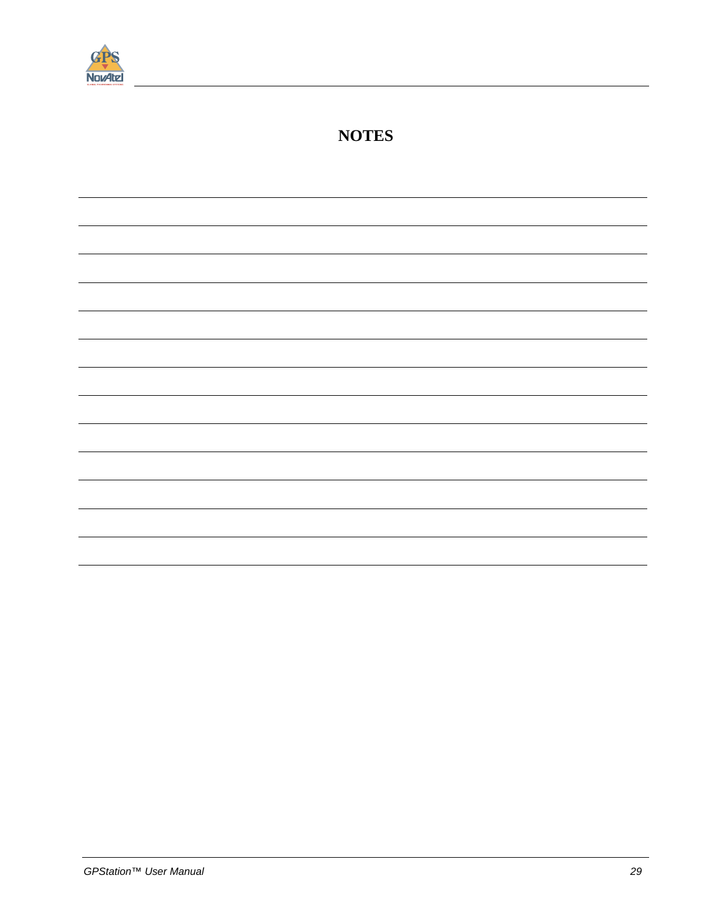# NOTES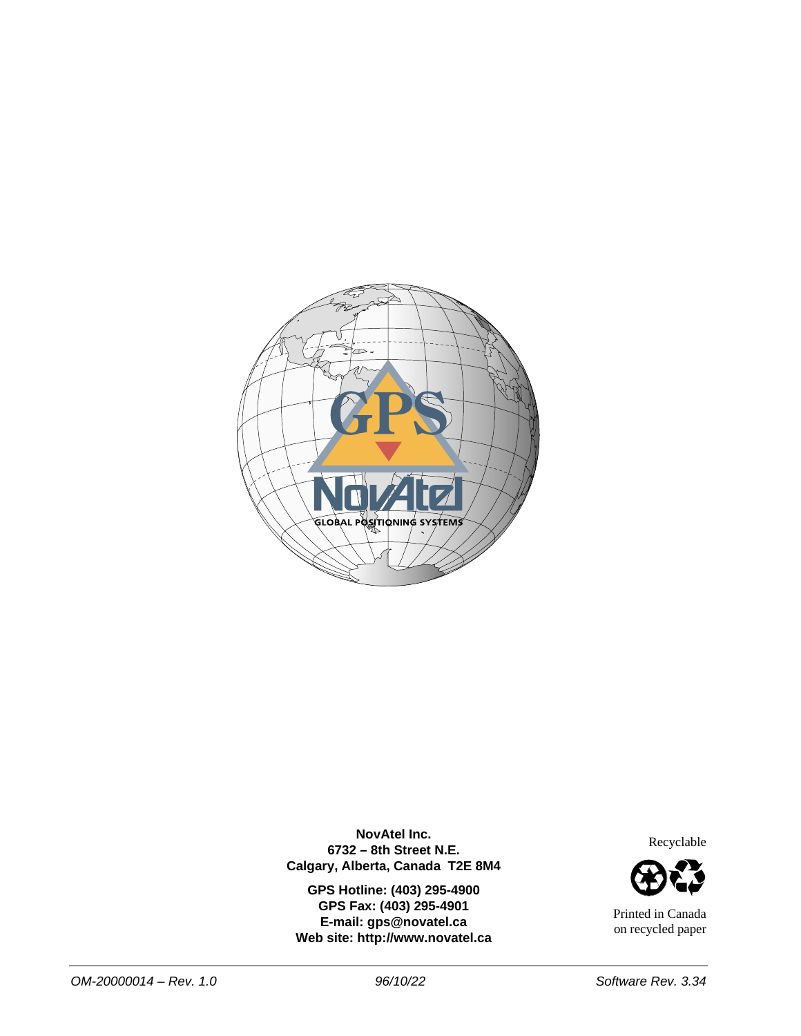GPS

NovAtel

GLOBAL POSITIONING SYSTEMS

**NovAtel Inc.**
**6732 – 8th Street N.E.**
**Calgary, Alberta, Canada T2E 8M4**

**GPS Hotline: (403) 295-4900**
**GPS Fax: (403) 295-4901**
**E-mail: gps@novatel.ca**
**Web site: http://www.novatel.ca**

Recyclable

Printed in Canada
on recycled paper

*OM-20000014 – Rev. 1.0* *96/10/22* *Software Rev. 3.34*